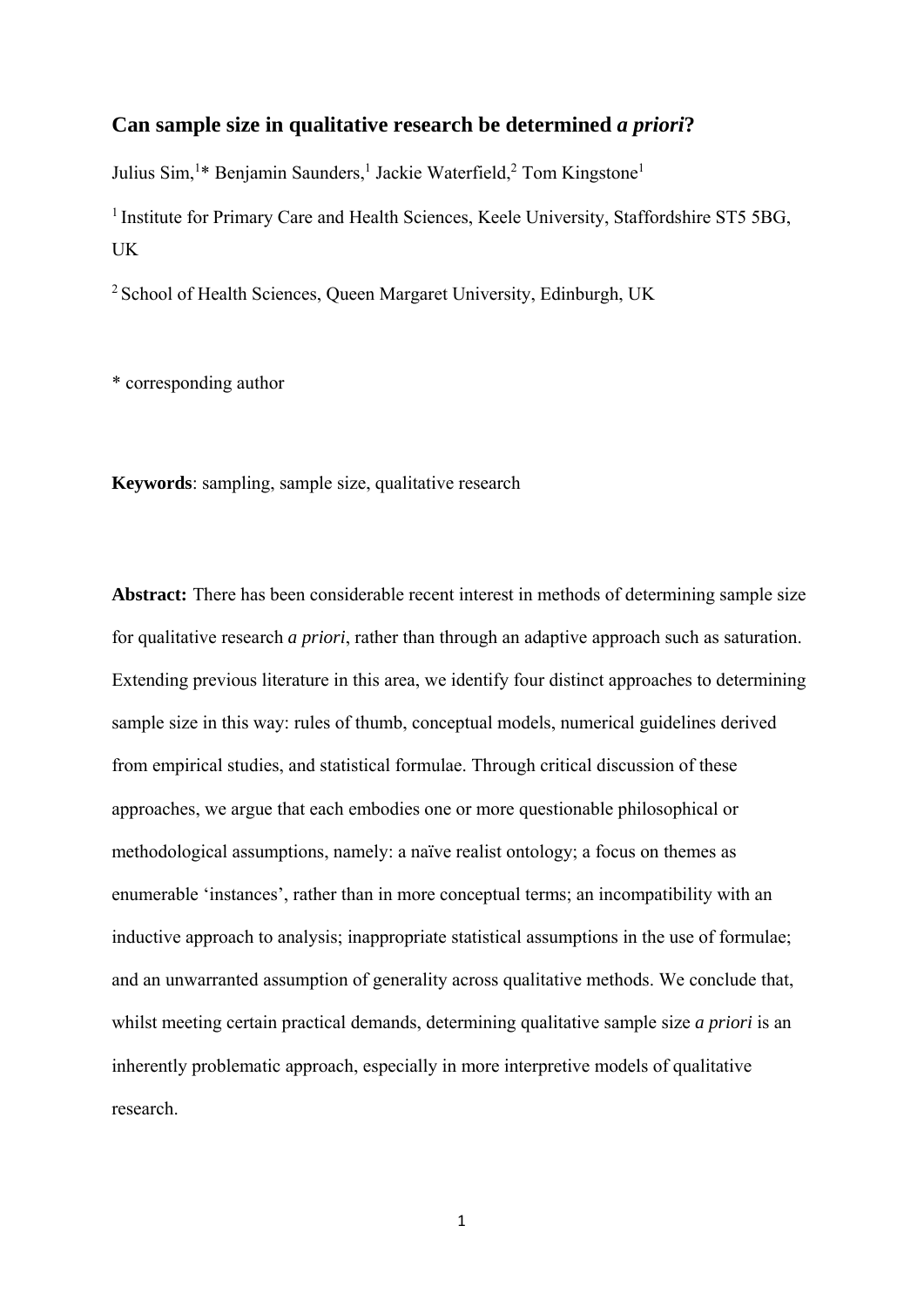# Can sample size in qualitative research be determined *a priori*?

Julius Sim,[1]* Benjamin Saunders,[1] Jackie Waterfield,[2] Tom Kingstone[1]

[1] Institute for Primary Care and Health Sciences, Keele University, Staffordshire ST5 5BG, UK

[2] School of Health Sciences, Queen Margaret University, Edinburgh, UK

* corresponding author

**Keywords**: sampling, sample size, qualitative research

**Abstract:** There has been considerable recent interest in methods of determining sample size for qualitative research *a priori*, rather than through an adaptive approach such as saturation. Extending previous literature in this area, we identify four distinct approaches to determining sample size in this way: rules of thumb, conceptual models, numerical guidelines derived from empirical studies, and statistical formulae. Through critical discussion of these approaches, we argue that each embodies one or more questionable philosophical or methodological assumptions, namely: a naïve realist ontology; a focus on themes as enumerable 'instances', rather than in more conceptual terms; an incompatibility with an inductive approach to analysis; inappropriate statistical assumptions in the use of formulae; and an unwarranted assumption of generality across qualitative methods. We conclude that, whilst meeting certain practical demands, determining qualitative sample size *a priori* is an inherently problematic approach, especially in more interpretive models of qualitative research.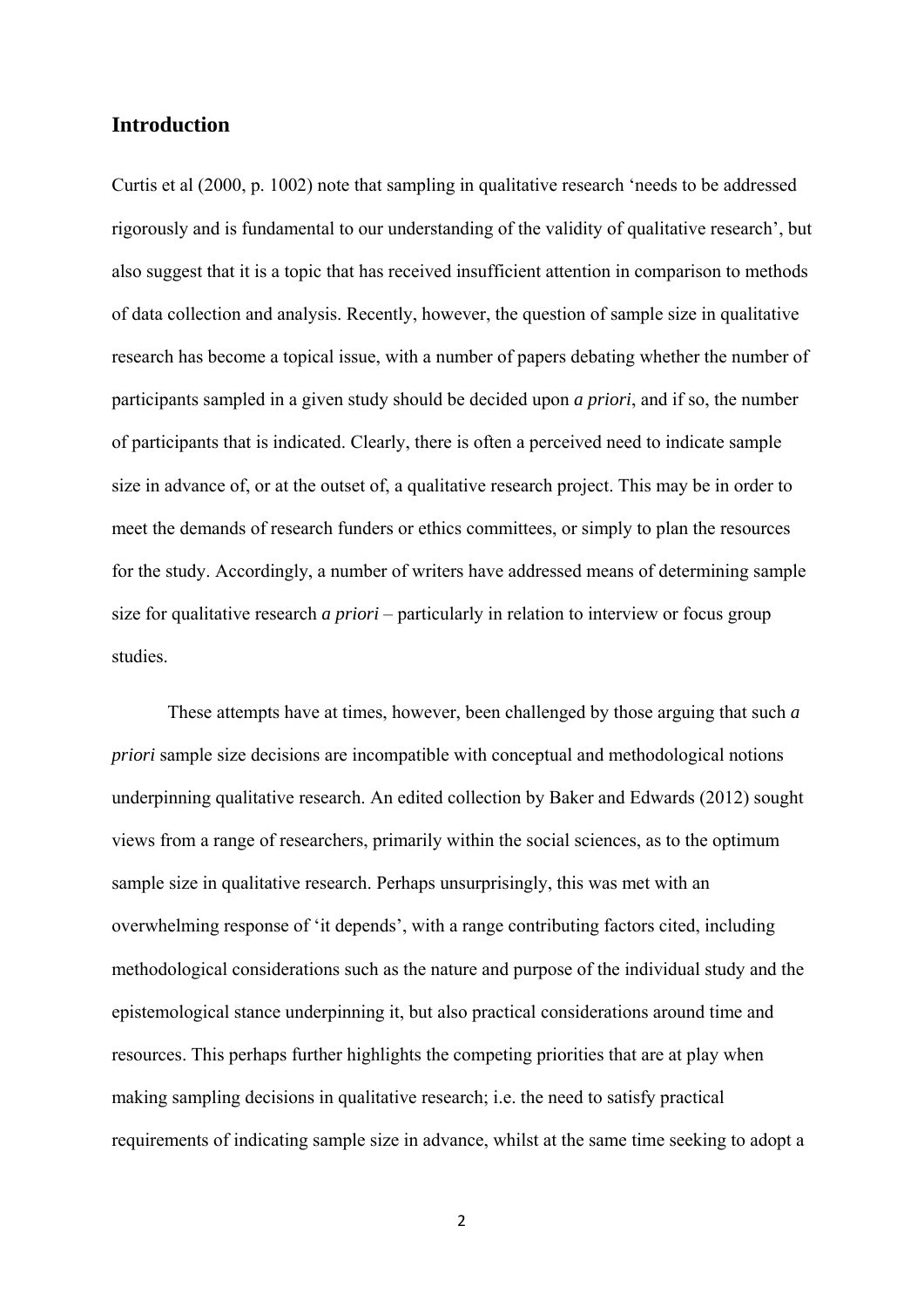## Introduction

Curtis et al (2000, p. 1002) note that sampling in qualitative research 'needs to be addressed rigorously and is fundamental to our understanding of the validity of qualitative research', but also suggest that it is a topic that has received insufficient attention in comparison to methods of data collection and analysis. Recently, however, the question of sample size in qualitative research has become a topical issue, with a number of papers debating whether the number of participants sampled in a given study should be decided upon *a priori*, and if so, the number of participants that is indicated. Clearly, there is often a perceived need to indicate sample size in advance of, or at the outset of, a qualitative research project. This may be in order to meet the demands of research funders or ethics committees, or simply to plan the resources for the study. Accordingly, a number of writers have addressed means of determining sample size for qualitative research *a priori* – particularly in relation to interview or focus group studies.

These attempts have at times, however, been challenged by those arguing that such *a priori* sample size decisions are incompatible with conceptual and methodological notions underpinning qualitative research. An edited collection by Baker and Edwards (2012) sought views from a range of researchers, primarily within the social sciences, as to the optimum sample size in qualitative research. Perhaps unsurprisingly, this was met with an overwhelming response of 'it depends', with a range contributing factors cited, including methodological considerations such as the nature and purpose of the individual study and the epistemological stance underpinning it, but also practical considerations around time and resources. This perhaps further highlights the competing priorities that are at play when making sampling decisions in qualitative research; i.e. the need to satisfy practical requirements of indicating sample size in advance, whilst at the same time seeking to adopt a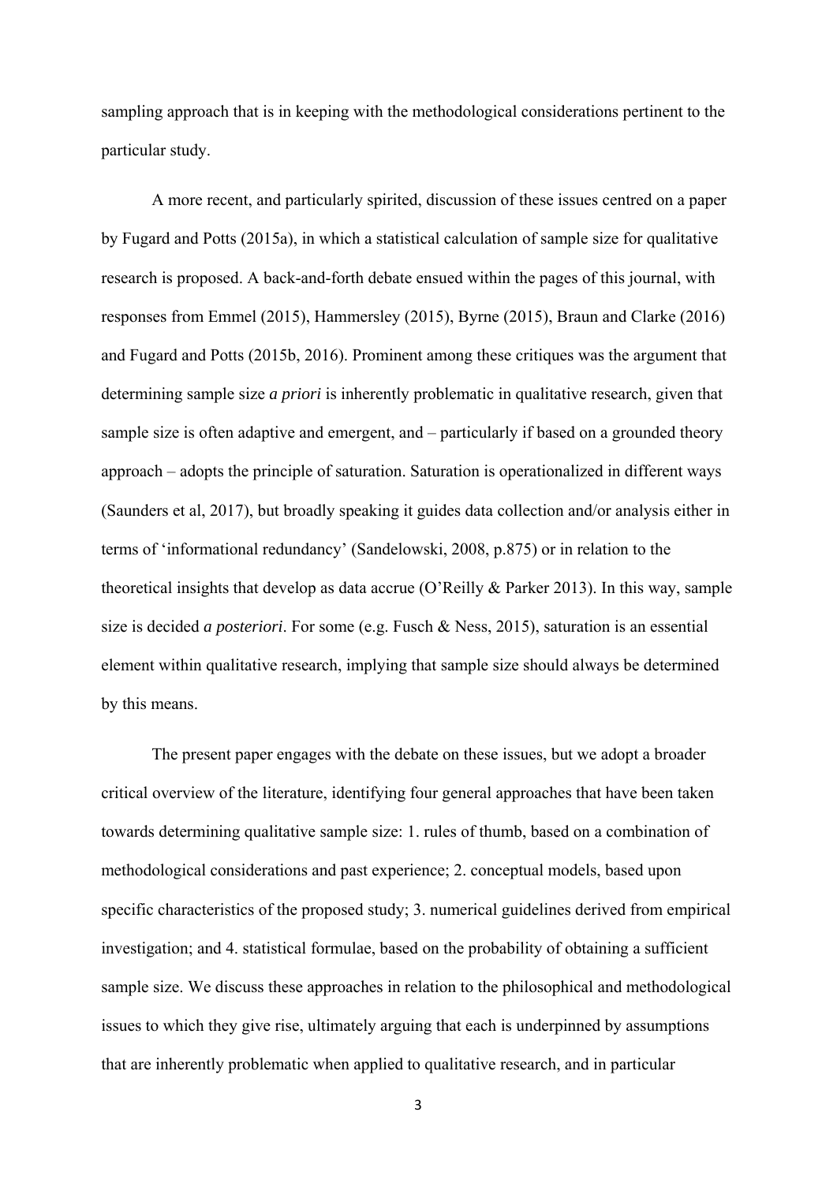sampling approach that is in keeping with the methodological considerations pertinent to the particular study.

A more recent, and particularly spirited, discussion of these issues centred on a paper by Fugard and Potts (2015a), in which a statistical calculation of sample size for qualitative research is proposed. A back-and-forth debate ensued within the pages of this journal, with responses from Emmel (2015), Hammersley (2015), Byrne (2015), Braun and Clarke (2016) and Fugard and Potts (2015b, 2016). Prominent among these critiques was the argument that determining sample size *a priori* is inherently problematic in qualitative research, given that sample size is often adaptive and emergent, and – particularly if based on a grounded theory approach – adopts the principle of saturation. Saturation is operationalized in different ways (Saunders et al, 2017), but broadly speaking it guides data collection and/or analysis either in terms of 'informational redundancy' (Sandelowski, 2008, p.875) or in relation to the theoretical insights that develop as data accrue (O'Reilly & Parker 2013). In this way, sample size is decided *a posteriori*. For some (e.g. Fusch & Ness, 2015), saturation is an essential element within qualitative research, implying that sample size should always be determined by this means.

The present paper engages with the debate on these issues, but we adopt a broader critical overview of the literature, identifying four general approaches that have been taken towards determining qualitative sample size: 1. rules of thumb, based on a combination of methodological considerations and past experience; 2. conceptual models, based upon specific characteristics of the proposed study; 3. numerical guidelines derived from empirical investigation; and 4. statistical formulae, based on the probability of obtaining a sufficient sample size. We discuss these approaches in relation to the philosophical and methodological issues to which they give rise, ultimately arguing that each is underpinned by assumptions that are inherently problematic when applied to qualitative research, and in particular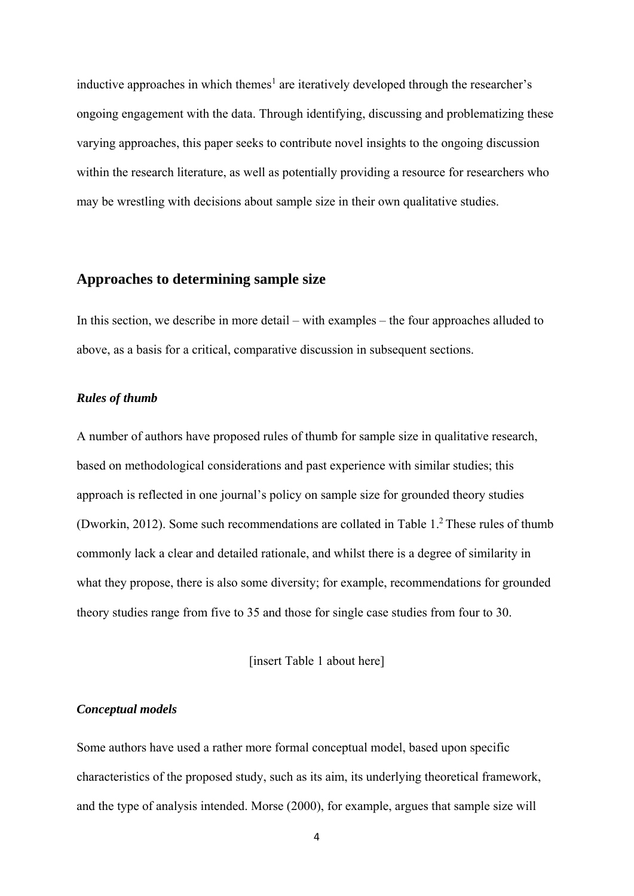inductive approaches in which themes[1] are iteratively developed through the researcher's ongoing engagement with the data. Through identifying, discussing and problematizing these varying approaches, this paper seeks to contribute novel insights to the ongoing discussion within the research literature, as well as potentially providing a resource for researchers who may be wrestling with decisions about sample size in their own qualitative studies.

## Approaches to determining sample size

In this section, we describe in more detail – with examples – the four approaches alluded to above, as a basis for a critical, comparative discussion in subsequent sections.

### *Rules of thumb*

A number of authors have proposed rules of thumb for sample size in qualitative research, based on methodological considerations and past experience with similar studies; this approach is reflected in one journal's policy on sample size for grounded theory studies (Dworkin, 2012). Some such recommendations are collated in Table 1.[2] These rules of thumb commonly lack a clear and detailed rationale, and whilst there is a degree of similarity in what they propose, there is also some diversity; for example, recommendations for grounded theory studies range from five to 35 and those for single case studies from four to 30.

[insert Table 1 about here]

### *Conceptual models*

Some authors have used a rather more formal conceptual model, based upon specific characteristics of the proposed study, such as its aim, its underlying theoretical framework, and the type of analysis intended. Morse (2000), for example, argues that sample size will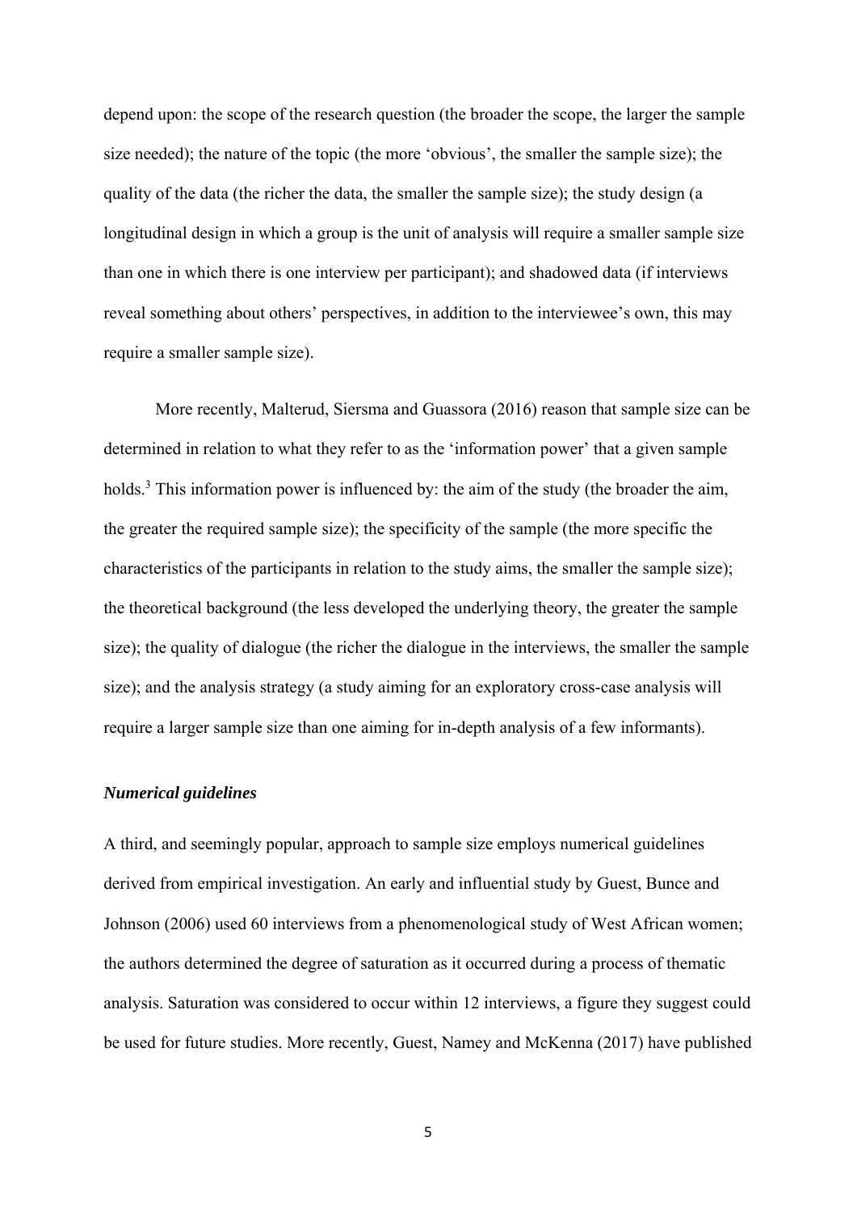depend upon: the scope of the research question (the broader the scope, the larger the sample size needed); the nature of the topic (the more 'obvious', the smaller the sample size); the quality of the data (the richer the data, the smaller the sample size); the study design (a longitudinal design in which a group is the unit of analysis will require a smaller sample size than one in which there is one interview per participant); and shadowed data (if interviews reveal something about others' perspectives, in addition to the interviewee's own, this may require a smaller sample size).

More recently, Malterud, Siersma and Guassora (2016) reason that sample size can be determined in relation to what they refer to as the 'information power' that a given sample holds.[3] This information power is influenced by: the aim of the study (the broader the aim, the greater the required sample size); the specificity of the sample (the more specific the characteristics of the participants in relation to the study aims, the smaller the sample size); the theoretical background (the less developed the underlying theory, the greater the sample size); the quality of dialogue (the richer the dialogue in the interviews, the smaller the sample size); and the analysis strategy (a study aiming for an exploratory cross-case analysis will require a larger sample size than one aiming for in-depth analysis of a few informants).

### ***Numerical guidelines***

A third, and seemingly popular, approach to sample size employs numerical guidelines derived from empirical investigation. An early and influential study by Guest, Bunce and Johnson (2006) used 60 interviews from a phenomenological study of West African women; the authors determined the degree of saturation as it occurred during a process of thematic analysis. Saturation was considered to occur within 12 interviews, a figure they suggest could be used for future studies. More recently, Guest, Namey and McKenna (2017) have published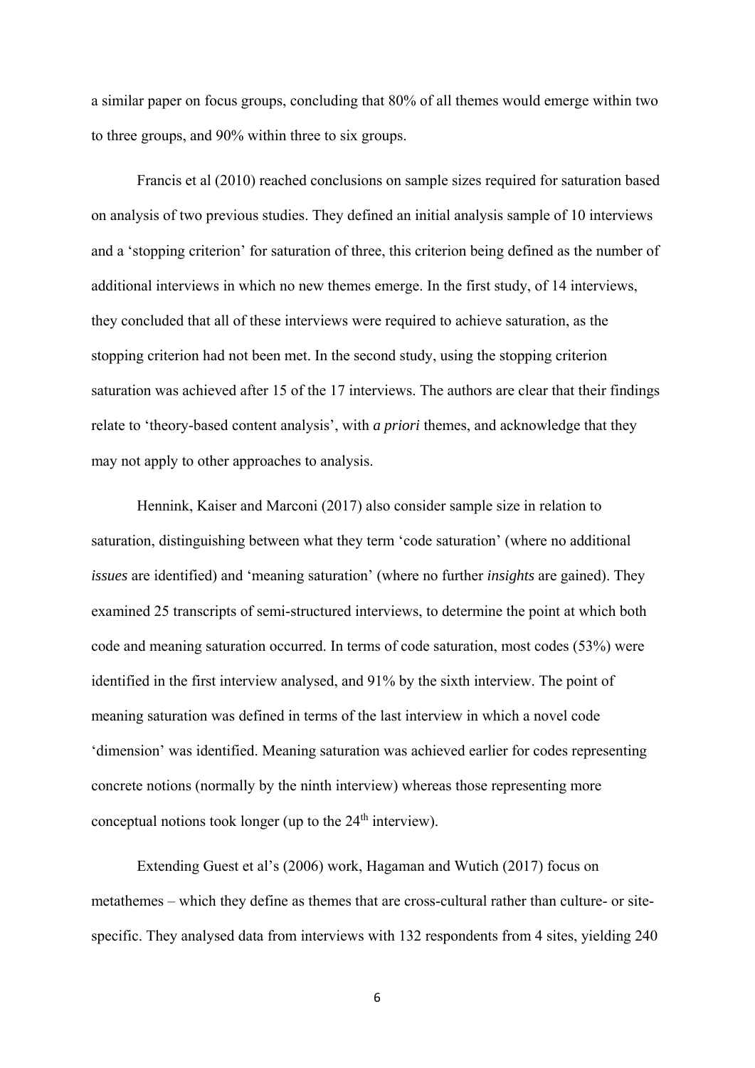a similar paper on focus groups, concluding that 80% of all themes would emerge within two to three groups, and 90% within three to six groups.

Francis et al (2010) reached conclusions on sample sizes required for saturation based on analysis of two previous studies. They defined an initial analysis sample of 10 interviews and a 'stopping criterion' for saturation of three, this criterion being defined as the number of additional interviews in which no new themes emerge. In the first study, of 14 interviews, they concluded that all of these interviews were required to achieve saturation, as the stopping criterion had not been met. In the second study, using the stopping criterion saturation was achieved after 15 of the 17 interviews. The authors are clear that their findings relate to 'theory-based content analysis', with *a priori* themes, and acknowledge that they may not apply to other approaches to analysis.

Hennink, Kaiser and Marconi (2017) also consider sample size in relation to saturation, distinguishing between what they term 'code saturation' (where no additional *issues* are identified) and 'meaning saturation' (where no further *insights* are gained). They examined 25 transcripts of semi-structured interviews, to determine the point at which both code and meaning saturation occurred. In terms of code saturation, most codes (53%) were identified in the first interview analysed, and 91% by the sixth interview. The point of meaning saturation was defined in terms of the last interview in which a novel code 'dimension' was identified. Meaning saturation was achieved earlier for codes representing concrete notions (normally by the ninth interview) whereas those representing more conceptual notions took longer (up to the 24th interview).

Extending Guest et al's (2006) work, Hagaman and Wutich (2017) focus on metathemes – which they define as themes that are cross-cultural rather than culture- or site-specific. They analysed data from interviews with 132 respondents from 4 sites, yielding 240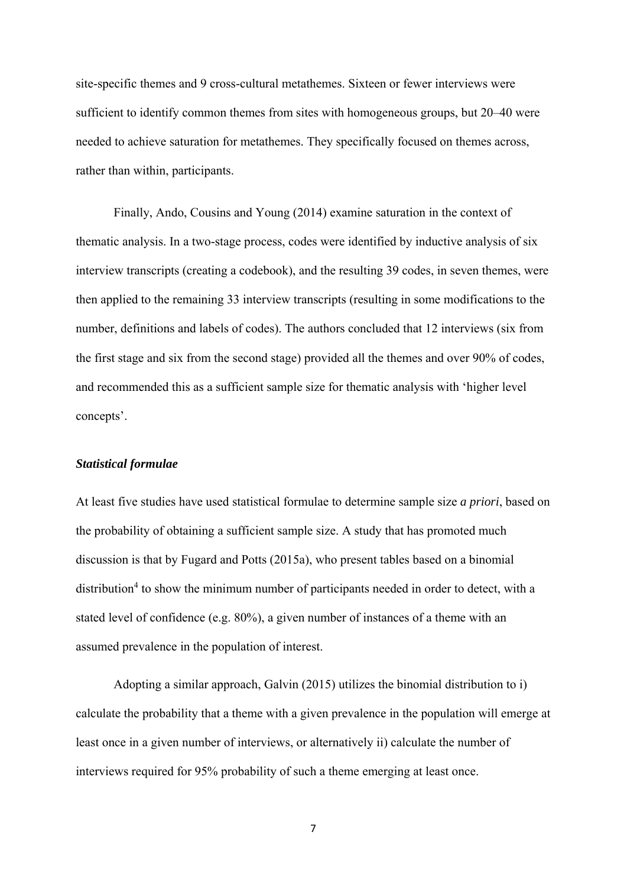site-specific themes and 9 cross-cultural metathemes. Sixteen or fewer interviews were sufficient to identify common themes from sites with homogeneous groups, but 20–40 were needed to achieve saturation for metathemes. They specifically focused on themes across, rather than within, participants.

Finally, Ando, Cousins and Young (2014) examine saturation in the context of thematic analysis. In a two-stage process, codes were identified by inductive analysis of six interview transcripts (creating a codebook), and the resulting 39 codes, in seven themes, were then applied to the remaining 33 interview transcripts (resulting in some modifications to the number, definitions and labels of codes). The authors concluded that 12 interviews (six from the first stage and six from the second stage) provided all the themes and over 90% of codes, and recommended this as a sufficient sample size for thematic analysis with 'higher level concepts'.

### ***Statistical formulae***

At least five studies have used statistical formulae to determine sample size *a priori*, based on the probability of obtaining a sufficient sample size. A study that has promoted much discussion is that by Fugard and Potts (2015a), who present tables based on a binomial distribution[4] to show the minimum number of participants needed in order to detect, with a stated level of confidence (e.g. 80%), a given number of instances of a theme with an assumed prevalence in the population of interest.

Adopting a similar approach, Galvin (2015) utilizes the binomial distribution to i) calculate the probability that a theme with a given prevalence in the population will emerge at least once in a given number of interviews, or alternatively ii) calculate the number of interviews required for 95% probability of such a theme emerging at least once.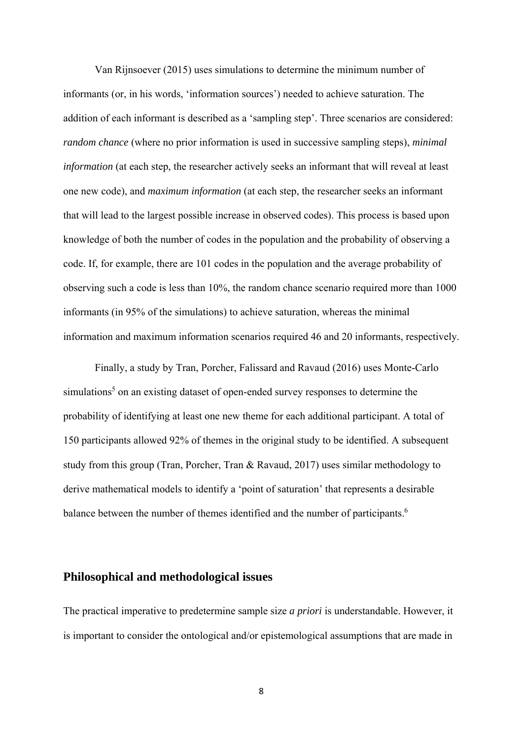Van Rijnsoever (2015) uses simulations to determine the minimum number of informants (or, in his words, 'information sources') needed to achieve saturation. The addition of each informant is described as a 'sampling step'. Three scenarios are considered: *random chance* (where no prior information is used in successive sampling steps), *minimal information* (at each step, the researcher actively seeks an informant that will reveal at least one new code), and *maximum information* (at each step, the researcher seeks an informant that will lead to the largest possible increase in observed codes). This process is based upon knowledge of both the number of codes in the population and the probability of observing a code. If, for example, there are 101 codes in the population and the average probability of observing such a code is less than 10%, the random chance scenario required more than 1000 informants (in 95% of the simulations) to achieve saturation, whereas the minimal information and maximum information scenarios required 46 and 20 informants, respectively.

Finally, a study by Tran, Porcher, Falissard and Ravaud (2016) uses Monte-Carlo simulations[5] on an existing dataset of open-ended survey responses to determine the probability of identifying at least one new theme for each additional participant. A total of 150 participants allowed 92% of themes in the original study to be identified. A subsequent study from this group (Tran, Porcher, Tran & Ravaud, 2017) uses similar methodology to derive mathematical models to identify a 'point of saturation' that represents a desirable balance between the number of themes identified and the number of participants.[6]

## Philosophical and methodological issues

The practical imperative to predetermine sample size *a priori* is understandable. However, it is important to consider the ontological and/or epistemological assumptions that are made in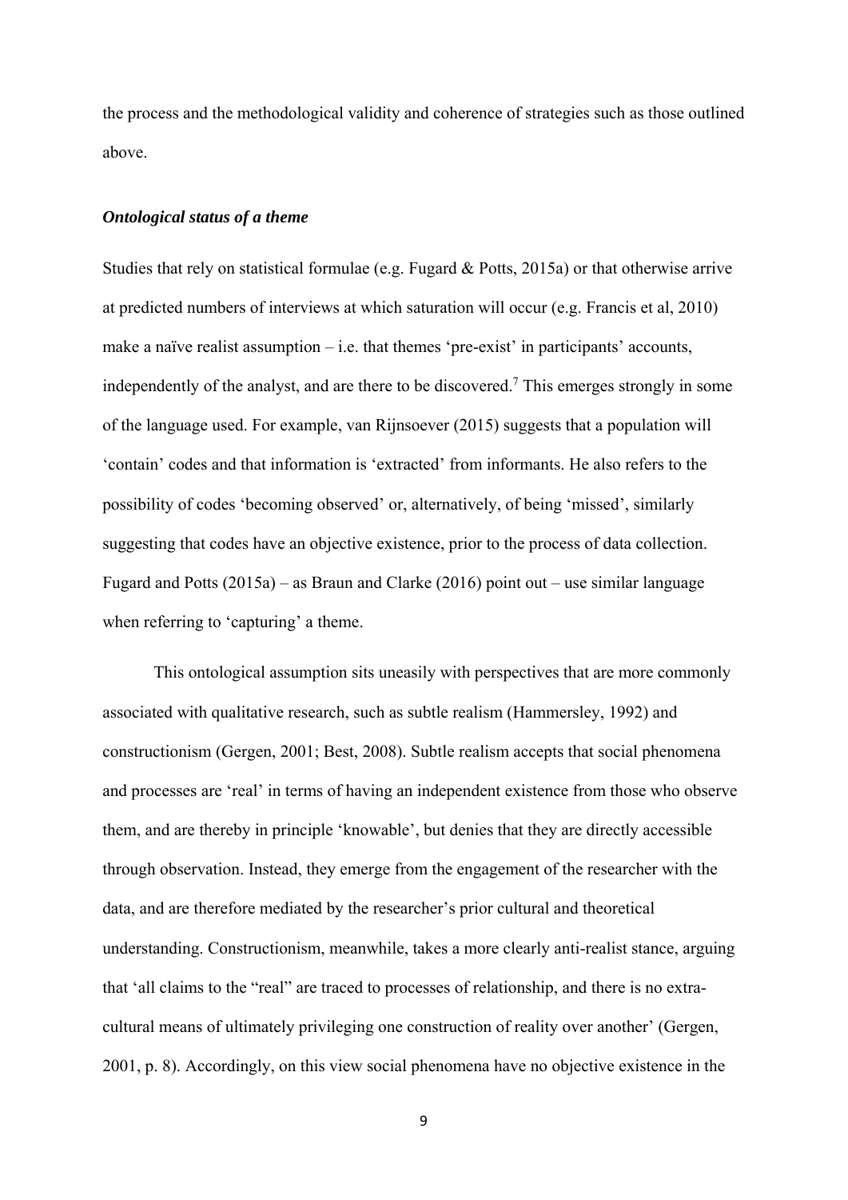the process and the methodological validity and coherence of strategies such as those outlined above.

### *Ontological status of a theme*

Studies that rely on statistical formulae (e.g. Fugard & Potts, 2015a) or that otherwise arrive at predicted numbers of interviews at which saturation will occur (e.g. Francis et al, 2010) make a naïve realist assumption – i.e. that themes 'pre-exist' in participants' accounts, independently of the analyst, and are there to be discovered.[7] This emerges strongly in some of the language used. For example, van Rijnsoever (2015) suggests that a population will 'contain' codes and that information is 'extracted' from informants. He also refers to the possibility of codes 'becoming observed' or, alternatively, of being 'missed', similarly suggesting that codes have an objective existence, prior to the process of data collection. Fugard and Potts (2015a) – as Braun and Clarke (2016) point out – use similar language when referring to 'capturing' a theme.

This ontological assumption sits uneasily with perspectives that are more commonly associated with qualitative research, such as subtle realism (Hammersley, 1992) and constructionism (Gergen, 2001; Best, 2008). Subtle realism accepts that social phenomena and processes are 'real' in terms of having an independent existence from those who observe them, and are thereby in principle 'knowable', but denies that they are directly accessible through observation. Instead, they emerge from the engagement of the researcher with the data, and are therefore mediated by the researcher's prior cultural and theoretical understanding. Constructionism, meanwhile, takes a more clearly anti-realist stance, arguing that 'all claims to the "real" are traced to processes of relationship, and there is no extra-cultural means of ultimately privileging one construction of reality over another' (Gergen, 2001, p. 8). Accordingly, on this view social phenomena have no objective existence in the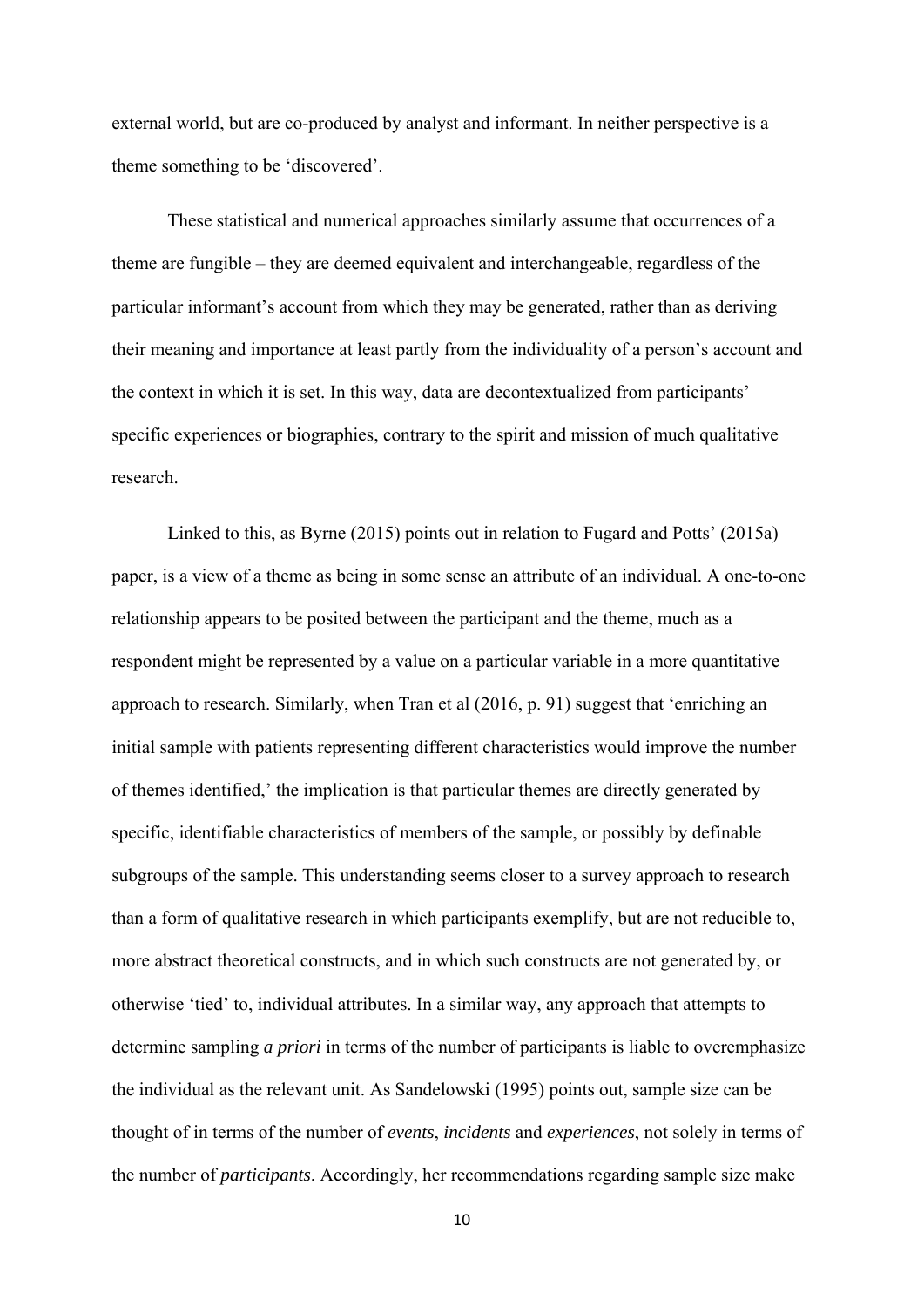external world, but are co-produced by analyst and informant. In neither perspective is a theme something to be 'discovered'.

These statistical and numerical approaches similarly assume that occurrences of a theme are fungible – they are deemed equivalent and interchangeable, regardless of the particular informant's account from which they may be generated, rather than as deriving their meaning and importance at least partly from the individuality of a person's account and the context in which it is set. In this way, data are decontextualized from participants' specific experiences or biographies, contrary to the spirit and mission of much qualitative research.

Linked to this, as Byrne (2015) points out in relation to Fugard and Potts' (2015a) paper, is a view of a theme as being in some sense an attribute of an individual. A one-to-one relationship appears to be posited between the participant and the theme, much as a respondent might be represented by a value on a particular variable in a more quantitative approach to research. Similarly, when Tran et al (2016, p. 91) suggest that 'enriching an initial sample with patients representing different characteristics would improve the number of themes identified,' the implication is that particular themes are directly generated by specific, identifiable characteristics of members of the sample, or possibly by definable subgroups of the sample. This understanding seems closer to a survey approach to research than a form of qualitative research in which participants exemplify, but are not reducible to, more abstract theoretical constructs, and in which such constructs are not generated by, or otherwise 'tied' to, individual attributes. In a similar way, any approach that attempts to determine sampling *a priori* in terms of the number of participants is liable to overemphasize the individual as the relevant unit. As Sandelowski (1995) points out, sample size can be thought of in terms of the number of *events*, *incidents* and *experiences*, not solely in terms of the number of *participants*. Accordingly, her recommendations regarding sample size make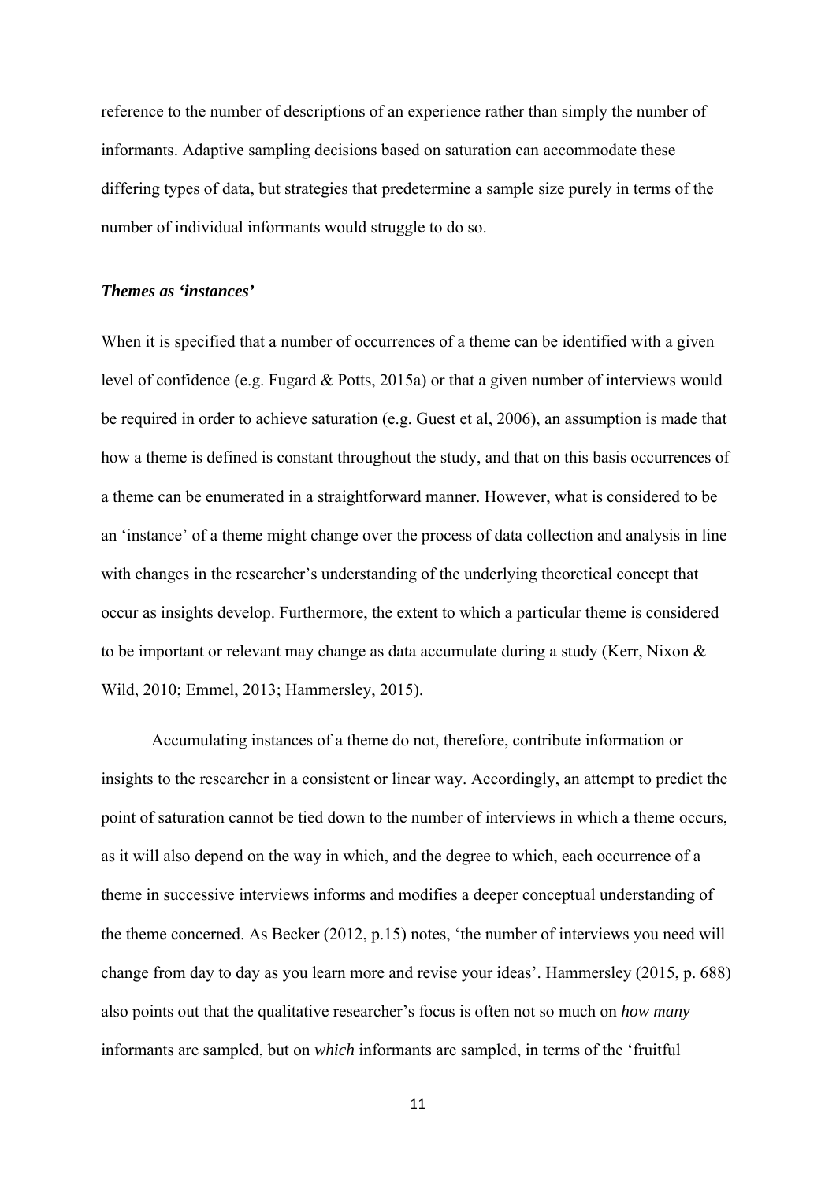reference to the number of descriptions of an experience rather than simply the number of informants. Adaptive sampling decisions based on saturation can accommodate these differing types of data, but strategies that predetermine a sample size purely in terms of the number of individual informants would struggle to do so.

### *Themes as 'instances'*

When it is specified that a number of occurrences of a theme can be identified with a given level of confidence (e.g. Fugard & Potts, 2015a) or that a given number of interviews would be required in order to achieve saturation (e.g. Guest et al, 2006), an assumption is made that how a theme is defined is constant throughout the study, and that on this basis occurrences of a theme can be enumerated in a straightforward manner. However, what is considered to be an 'instance' of a theme might change over the process of data collection and analysis in line with changes in the researcher's understanding of the underlying theoretical concept that occur as insights develop. Furthermore, the extent to which a particular theme is considered to be important or relevant may change as data accumulate during a study (Kerr, Nixon & Wild, 2010; Emmel, 2013; Hammersley, 2015).

Accumulating instances of a theme do not, therefore, contribute information or insights to the researcher in a consistent or linear way. Accordingly, an attempt to predict the point of saturation cannot be tied down to the number of interviews in which a theme occurs, as it will also depend on the way in which, and the degree to which, each occurrence of a theme in successive interviews informs and modifies a deeper conceptual understanding of the theme concerned. As Becker (2012, p.15) notes, 'the number of interviews you need will change from day to day as you learn more and revise your ideas'. Hammersley (2015, p. 688) also points out that the qualitative researcher's focus is often not so much on *how many* informants are sampled, but on *which* informants are sampled, in terms of the 'fruitful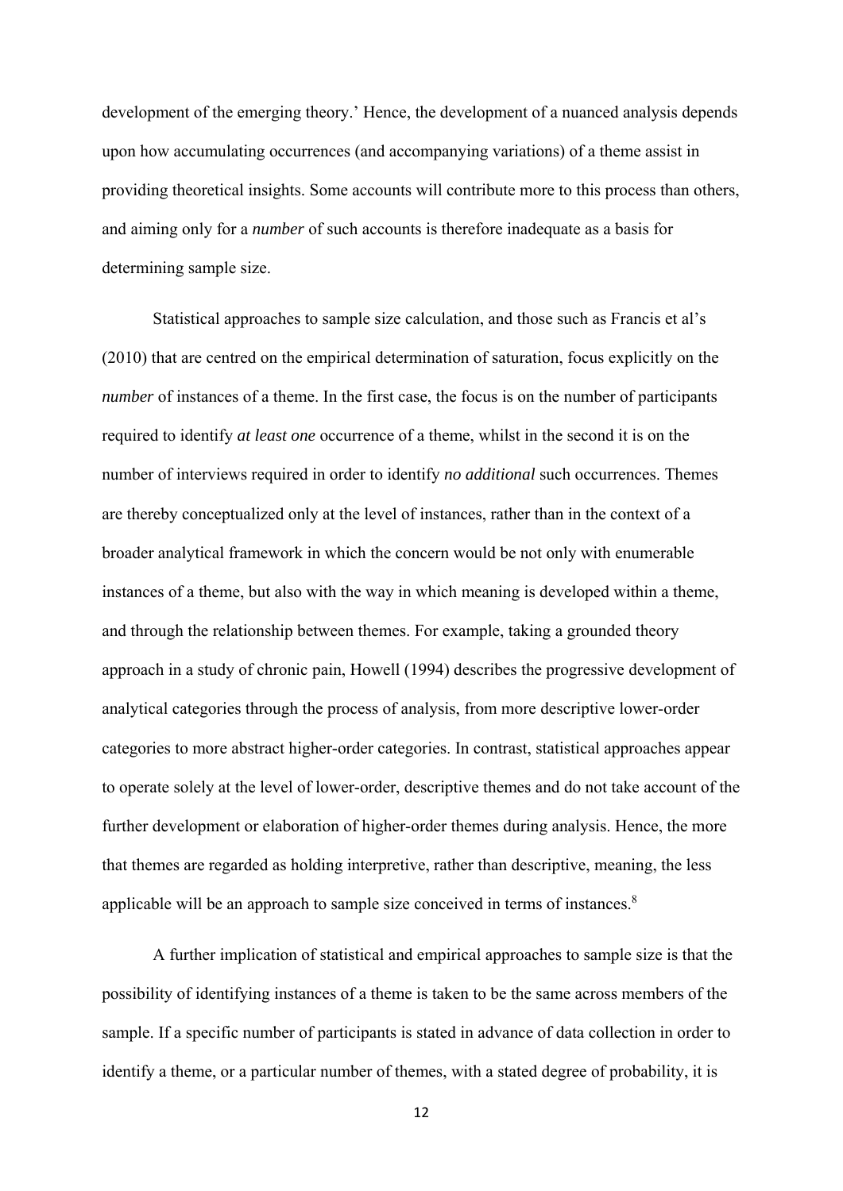development of the emerging theory.' Hence, the development of a nuanced analysis depends upon how accumulating occurrences (and accompanying variations) of a theme assist in providing theoretical insights. Some accounts will contribute more to this process than others, and aiming only for a *number* of such accounts is therefore inadequate as a basis for determining sample size.

Statistical approaches to sample size calculation, and those such as Francis et al's (2010) that are centred on the empirical determination of saturation, focus explicitly on the *number* of instances of a theme. In the first case, the focus is on the number of participants required to identify *at least one* occurrence of a theme, whilst in the second it is on the number of interviews required in order to identify *no additional* such occurrences. Themes are thereby conceptualized only at the level of instances, rather than in the context of a broader analytical framework in which the concern would be not only with enumerable instances of a theme, but also with the way in which meaning is developed within a theme, and through the relationship between themes. For example, taking a grounded theory approach in a study of chronic pain, Howell (1994) describes the progressive development of analytical categories through the process of analysis, from more descriptive lower-order categories to more abstract higher-order categories. In contrast, statistical approaches appear to operate solely at the level of lower-order, descriptive themes and do not take account of the further development or elaboration of higher-order themes during analysis. Hence, the more that themes are regarded as holding interpretive, rather than descriptive, meaning, the less applicable will be an approach to sample size conceived in terms of instances.[8]

A further implication of statistical and empirical approaches to sample size is that the possibility of identifying instances of a theme is taken to be the same across members of the sample. If a specific number of participants is stated in advance of data collection in order to identify a theme, or a particular number of themes, with a stated degree of probability, it is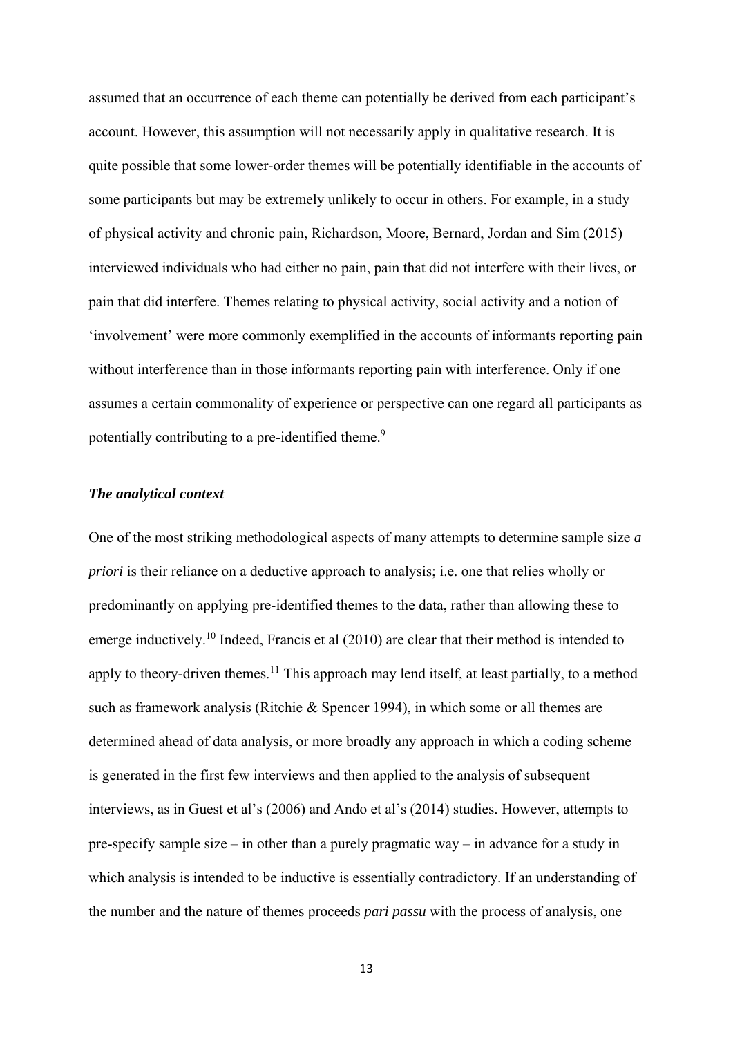assumed that an occurrence of each theme can potentially be derived from each participant's account. However, this assumption will not necessarily apply in qualitative research. It is quite possible that some lower-order themes will be potentially identifiable in the accounts of some participants but may be extremely unlikely to occur in others. For example, in a study of physical activity and chronic pain, Richardson, Moore, Bernard, Jordan and Sim (2015) interviewed individuals who had either no pain, pain that did not interfere with their lives, or pain that did interfere. Themes relating to physical activity, social activity and a notion of 'involvement' were more commonly exemplified in the accounts of informants reporting pain without interference than in those informants reporting pain with interference. Only if one assumes a certain commonality of experience or perspective can one regard all participants as potentially contributing to a pre-identified theme.[9]

### *The analytical context*

One of the most striking methodological aspects of many attempts to determine sample size *a priori* is their reliance on a deductive approach to analysis; i.e. one that relies wholly or predominantly on applying pre-identified themes to the data, rather than allowing these to emerge inductively.[10] Indeed, Francis et al (2010) are clear that their method is intended to apply to theory-driven themes.[11] This approach may lend itself, at least partially, to a method such as framework analysis (Ritchie & Spencer 1994), in which some or all themes are determined ahead of data analysis, or more broadly any approach in which a coding scheme is generated in the first few interviews and then applied to the analysis of subsequent interviews, as in Guest et al's (2006) and Ando et al's (2014) studies. However, attempts to pre-specify sample size – in other than a purely pragmatic way – in advance for a study in which analysis is intended to be inductive is essentially contradictory. If an understanding of the number and the nature of themes proceeds *pari passu* with the process of analysis, one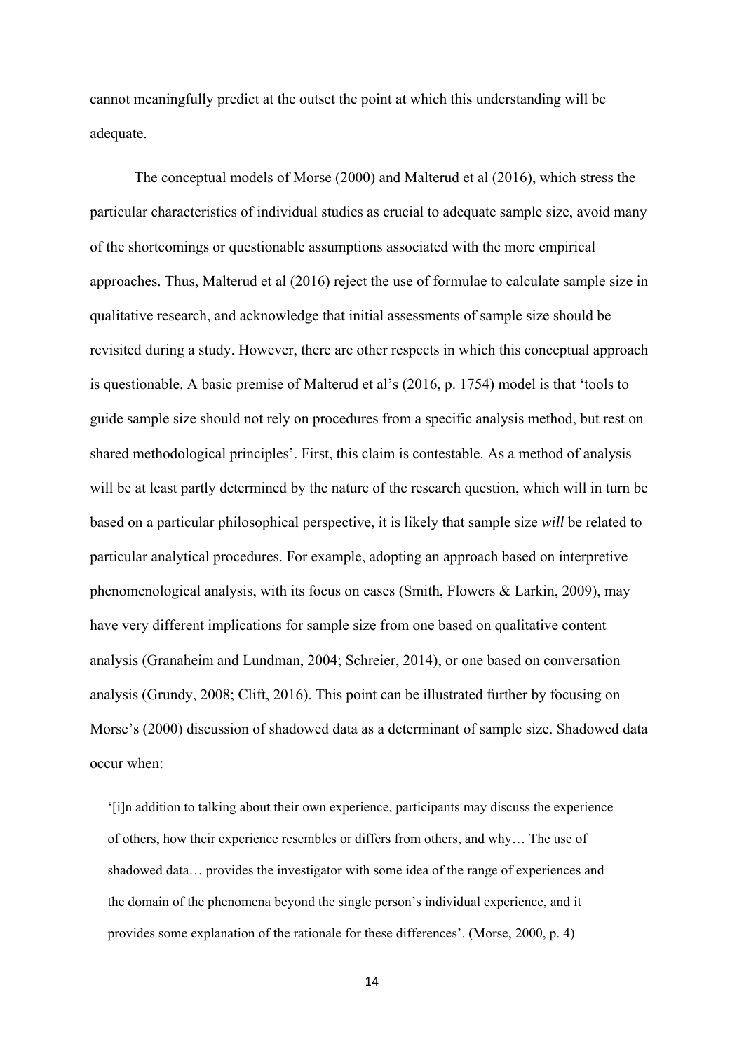cannot meaningfully predict at the outset the point at which this understanding will be adequate.

The conceptual models of Morse (2000) and Malterud et al (2016), which stress the particular characteristics of individual studies as crucial to adequate sample size, avoid many of the shortcomings or questionable assumptions associated with the more empirical approaches. Thus, Malterud et al (2016) reject the use of formulae to calculate sample size in qualitative research, and acknowledge that initial assessments of sample size should be revisited during a study. However, there are other respects in which this conceptual approach is questionable. A basic premise of Malterud et al's (2016, p. 1754) model is that 'tools to guide sample size should not rely on procedures from a specific analysis method, but rest on shared methodological principles'. First, this claim is contestable. As a method of analysis will be at least partly determined by the nature of the research question, which will in turn be based on a particular philosophical perspective, it is likely that sample size *will* be related to particular analytical procedures. For example, adopting an approach based on interpretive phenomenological analysis, with its focus on cases (Smith, Flowers & Larkin, 2009), may have very different implications for sample size from one based on qualitative content analysis (Granaheim and Lundman, 2004; Schreier, 2014), or one based on conversation analysis (Grundy, 2008; Clift, 2016). This point can be illustrated further by focusing on Morse's (2000) discussion of shadowed data as a determinant of sample size. Shadowed data occur when:

> '[i]n addition to talking about their own experience, participants may discuss the experience of others, how their experience resembles or differs from others, and why… The use of shadowed data… provides the investigator with some idea of the range of experiences and the domain of the phenomena beyond the single person's individual experience, and it provides some explanation of the rationale for these differences'. (Morse, 2000, p. 4)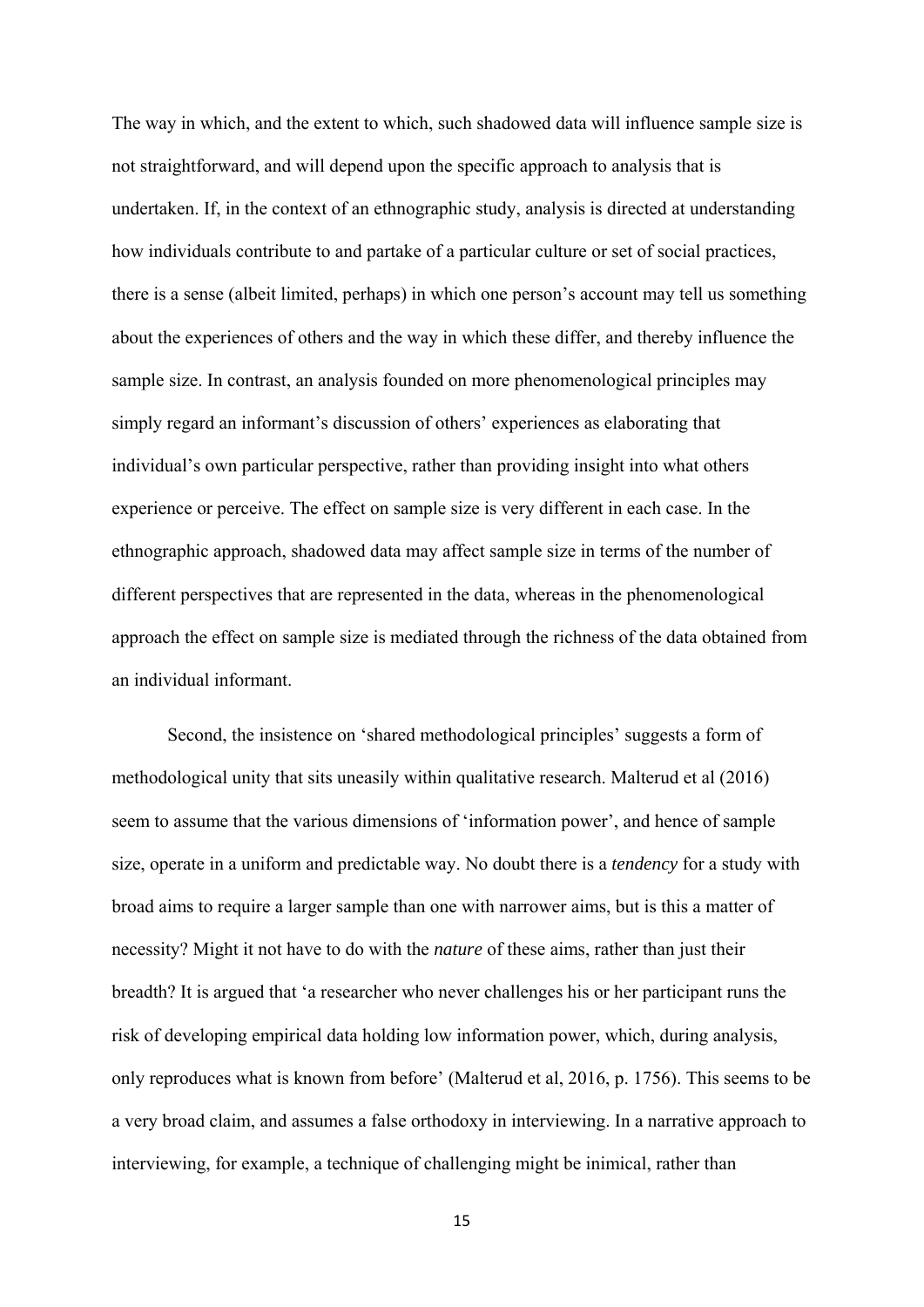The way in which, and the extent to which, such shadowed data will influence sample size is not straightforward, and will depend upon the specific approach to analysis that is undertaken. If, in the context of an ethnographic study, analysis is directed at understanding how individuals contribute to and partake of a particular culture or set of social practices, there is a sense (albeit limited, perhaps) in which one person's account may tell us something about the experiences of others and the way in which these differ, and thereby influence the sample size. In contrast, an analysis founded on more phenomenological principles may simply regard an informant's discussion of others' experiences as elaborating that individual's own particular perspective, rather than providing insight into what others experience or perceive. The effect on sample size is very different in each case. In the ethnographic approach, shadowed data may affect sample size in terms of the number of different perspectives that are represented in the data, whereas in the phenomenological approach the effect on sample size is mediated through the richness of the data obtained from an individual informant.

Second, the insistence on 'shared methodological principles' suggests a form of methodological unity that sits uneasily within qualitative research. Malterud et al (2016) seem to assume that the various dimensions of 'information power', and hence of sample size, operate in a uniform and predictable way. No doubt there is a *tendency* for a study with broad aims to require a larger sample than one with narrower aims, but is this a matter of necessity? Might it not have to do with the *nature* of these aims, rather than just their breadth? It is argued that 'a researcher who never challenges his or her participant runs the risk of developing empirical data holding low information power, which, during analysis, only reproduces what is known from before' (Malterud et al, 2016, p. 1756). This seems to be a very broad claim, and assumes a false orthodoxy in interviewing. In a narrative approach to interviewing, for example, a technique of challenging might be inimical, rather than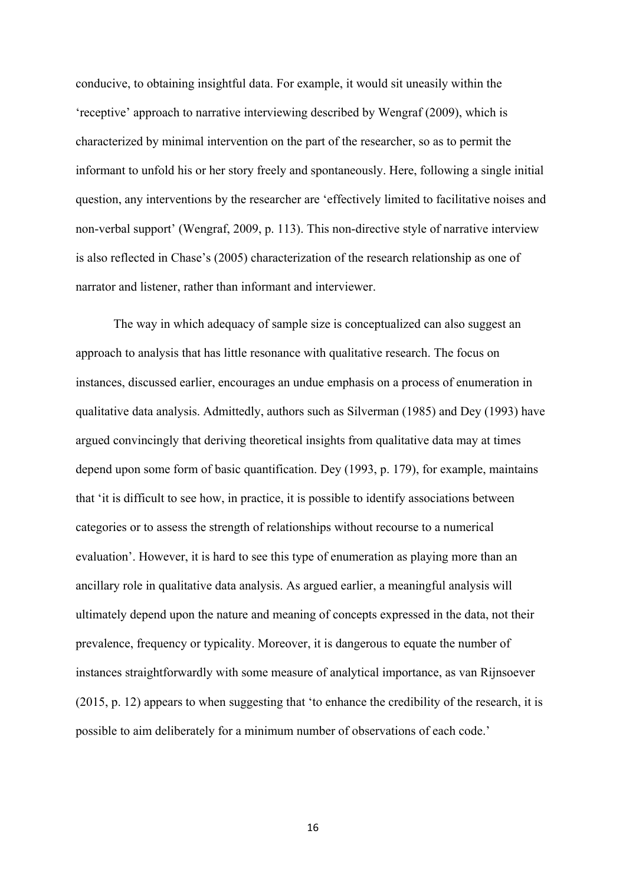conducive, to obtaining insightful data. For example, it would sit uneasily within the 'receptive' approach to narrative interviewing described by Wengraf (2009), which is characterized by minimal intervention on the part of the researcher, so as to permit the informant to unfold his or her story freely and spontaneously. Here, following a single initial question, any interventions by the researcher are 'effectively limited to facilitative noises and non-verbal support' (Wengraf, 2009, p. 113). This non-directive style of narrative interview is also reflected in Chase's (2005) characterization of the research relationship as one of narrator and listener, rather than informant and interviewer.

The way in which adequacy of sample size is conceptualized can also suggest an approach to analysis that has little resonance with qualitative research. The focus on instances, discussed earlier, encourages an undue emphasis on a process of enumeration in qualitative data analysis. Admittedly, authors such as Silverman (1985) and Dey (1993) have argued convincingly that deriving theoretical insights from qualitative data may at times depend upon some form of basic quantification. Dey (1993, p. 179), for example, maintains that 'it is difficult to see how, in practice, it is possible to identify associations between categories or to assess the strength of relationships without recourse to a numerical evaluation'. However, it is hard to see this type of enumeration as playing more than an ancillary role in qualitative data analysis. As argued earlier, a meaningful analysis will ultimately depend upon the nature and meaning of concepts expressed in the data, not their prevalence, frequency or typicality. Moreover, it is dangerous to equate the number of instances straightforwardly with some measure of analytical importance, as van Rijnsoever (2015, p. 12) appears to when suggesting that 'to enhance the credibility of the research, it is possible to aim deliberately for a minimum number of observations of each code.'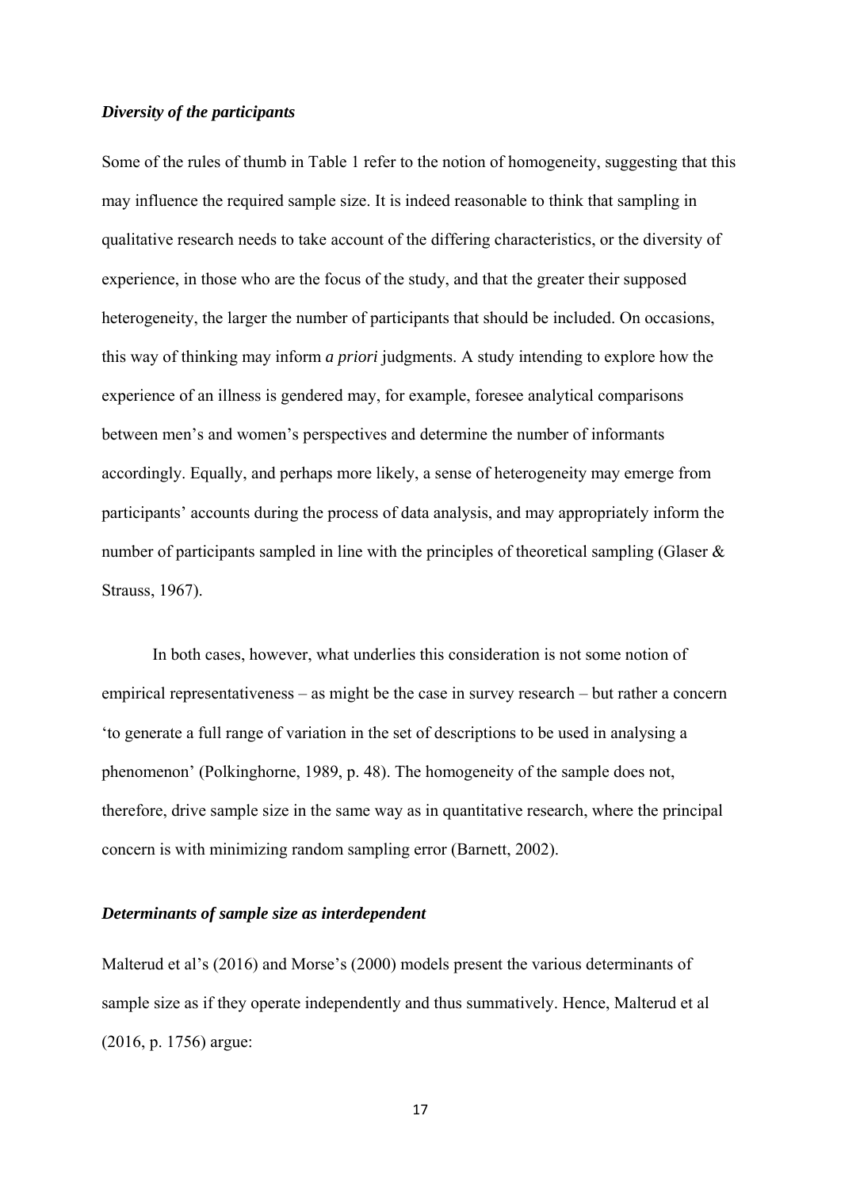### *Diversity of the participants*

Some of the rules of thumb in Table 1 refer to the notion of homogeneity, suggesting that this may influence the required sample size. It is indeed reasonable to think that sampling in qualitative research needs to take account of the differing characteristics, or the diversity of experience, in those who are the focus of the study, and that the greater their supposed heterogeneity, the larger the number of participants that should be included. On occasions, this way of thinking may inform *a priori* judgments. A study intending to explore how the experience of an illness is gendered may, for example, foresee analytical comparisons between men's and women's perspectives and determine the number of informants accordingly. Equally, and perhaps more likely, a sense of heterogeneity may emerge from participants' accounts during the process of data analysis, and may appropriately inform the number of participants sampled in line with the principles of theoretical sampling (Glaser & Strauss, 1967).

In both cases, however, what underlies this consideration is not some notion of empirical representativeness – as might be the case in survey research – but rather a concern 'to generate a full range of variation in the set of descriptions to be used in analysing a phenomenon' (Polkinghorne, 1989, p. 48). The homogeneity of the sample does not, therefore, drive sample size in the same way as in quantitative research, where the principal concern is with minimizing random sampling error (Barnett, 2002).

### *Determinants of sample size as interdependent*

Malterud et al's (2016) and Morse's (2000) models present the various determinants of sample size as if they operate independently and thus summatively. Hence, Malterud et al (2016, p. 1756) argue: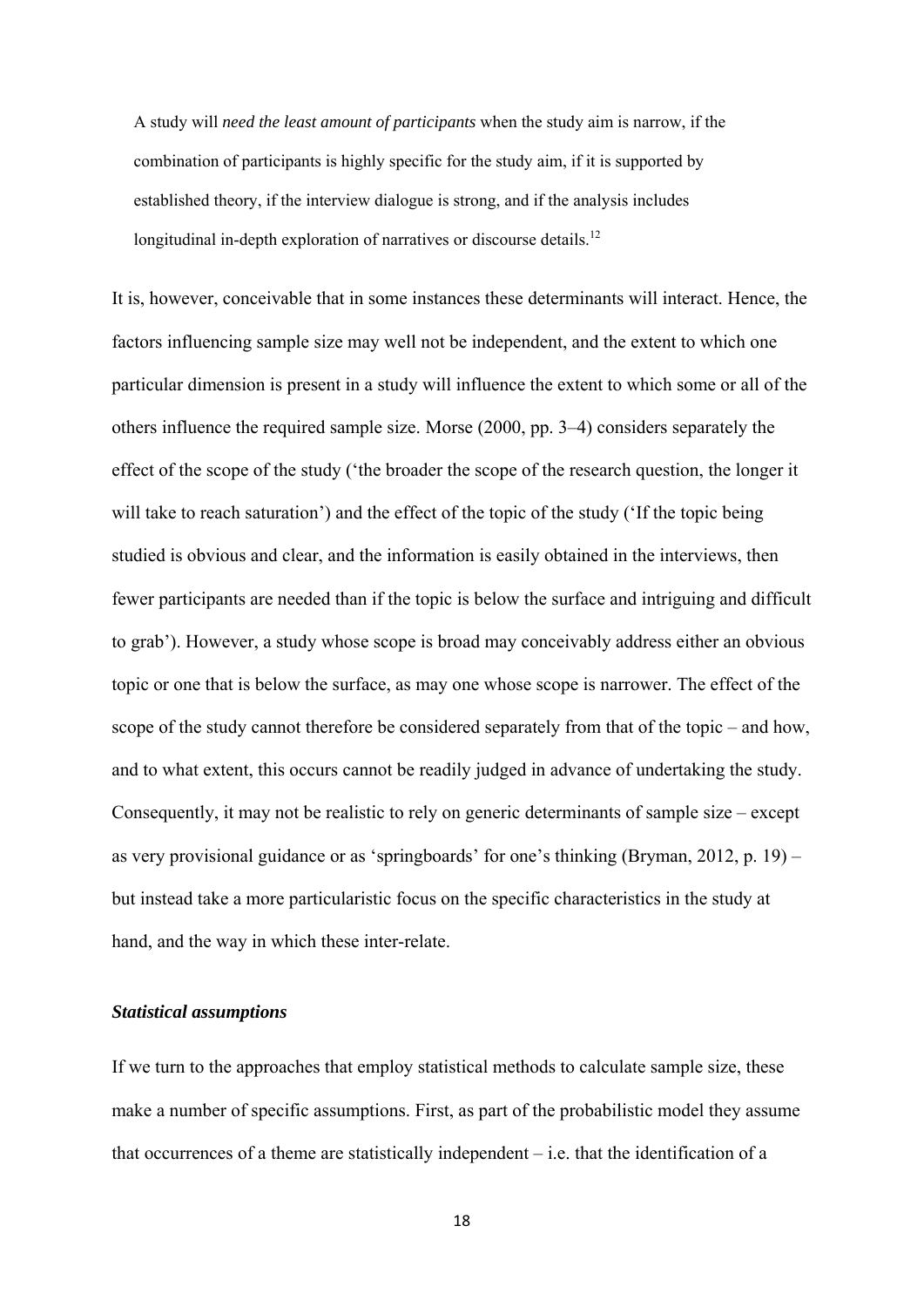> A study will *need the least amount of participants* when the study aim is narrow, if the combination of participants is highly specific for the study aim, if it is supported by established theory, if the interview dialogue is strong, and if the analysis includes longitudinal in-depth exploration of narratives or discourse details.[12]

It is, however, conceivable that in some instances these determinants will interact. Hence, the factors influencing sample size may well not be independent, and the extent to which one particular dimension is present in a study will influence the extent to which some or all of the others influence the required sample size. Morse (2000, pp. 3–4) considers separately the effect of the scope of the study ('the broader the scope of the research question, the longer it will take to reach saturation') and the effect of the topic of the study ('If the topic being studied is obvious and clear, and the information is easily obtained in the interviews, then fewer participants are needed than if the topic is below the surface and intriguing and difficult to grab'). However, a study whose scope is broad may conceivably address either an obvious topic or one that is below the surface, as may one whose scope is narrower. The effect of the scope of the study cannot therefore be considered separately from that of the topic – and how, and to what extent, this occurs cannot be readily judged in advance of undertaking the study. Consequently, it may not be realistic to rely on generic determinants of sample size – except as very provisional guidance or as 'springboards' for one's thinking (Bryman, 2012, p. 19) – but instead take a more particularistic focus on the specific characteristics in the study at hand, and the way in which these inter-relate.

### ***Statistical assumptions***

If we turn to the approaches that employ statistical methods to calculate sample size, these make a number of specific assumptions. First, as part of the probabilistic model they assume that occurrences of a theme are statistically independent – i.e. that the identification of a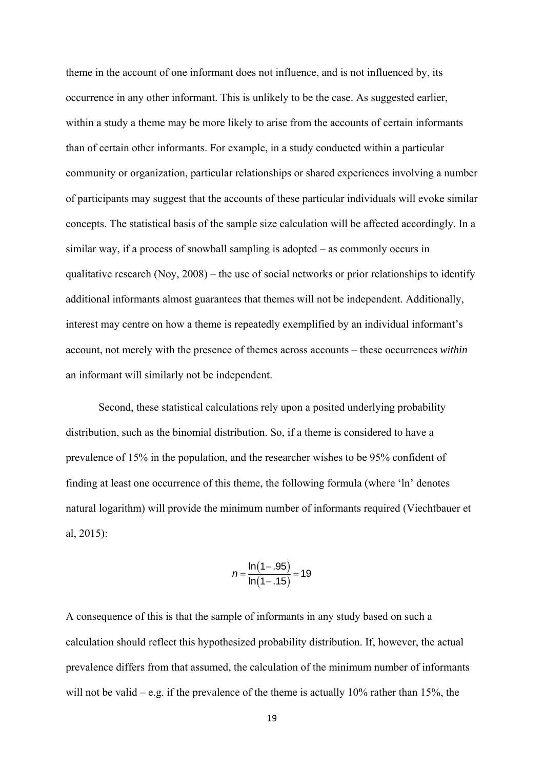theme in the account of one informant does not influence, and is not influenced by, its occurrence in any other informant. This is unlikely to be the case. As suggested earlier, within a study a theme may be more likely to arise from the accounts of certain informants than of certain other informants. For example, in a study conducted within a particular community or organization, particular relationships or shared experiences involving a number of participants may suggest that the accounts of these particular individuals will evoke similar concepts. The statistical basis of the sample size calculation will be affected accordingly. In a similar way, if a process of snowball sampling is adopted – as commonly occurs in qualitative research (Noy, 2008) – the use of social networks or prior relationships to identify additional informants almost guarantees that themes will not be independent. Additionally, interest may centre on how a theme is repeatedly exemplified by an individual informant's account, not merely with the presence of themes across accounts – these occurrences *within* an informant will similarly not be independent.

Second, these statistical calculations rely upon a posited underlying probability distribution, such as the binomial distribution. So, if a theme is considered to have a prevalence of 15% in the population, and the researcher wishes to be 95% confident of finding at least one occurrence of this theme, the following formula (where 'ln' denotes natural logarithm) will provide the minimum number of informants required (Viechtbauer et al, 2015):

$$n = \frac{\ln(1-.95)}{\ln(1-.15)} = 19$$

A consequence of this is that the sample of informants in any study based on such a calculation should reflect this hypothesized probability distribution. If, however, the actual prevalence differs from that assumed, the calculation of the minimum number of informants will not be valid – e.g. if the prevalence of the theme is actually 10% rather than 15%, the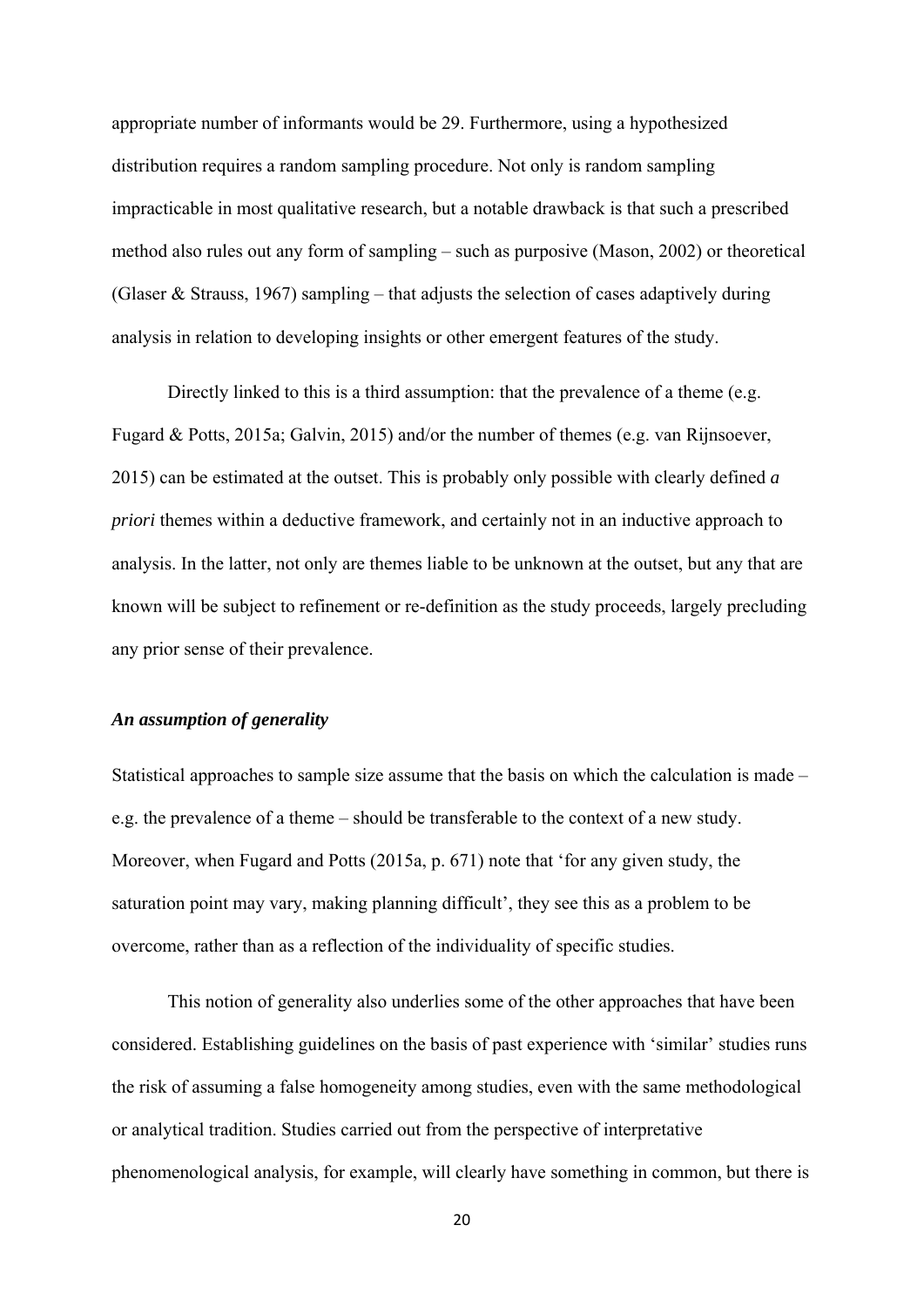appropriate number of informants would be 29. Furthermore, using a hypothesized distribution requires a random sampling procedure. Not only is random sampling impracticable in most qualitative research, but a notable drawback is that such a prescribed method also rules out any form of sampling – such as purposive (Mason, 2002) or theoretical (Glaser & Strauss, 1967) sampling – that adjusts the selection of cases adaptively during analysis in relation to developing insights or other emergent features of the study.

Directly linked to this is a third assumption: that the prevalence of a theme (e.g. Fugard & Potts, 2015a; Galvin, 2015) and/or the number of themes (e.g. van Rijnsoever, 2015) can be estimated at the outset. This is probably only possible with clearly defined *a priori* themes within a deductive framework, and certainly not in an inductive approach to analysis. In the latter, not only are themes liable to be unknown at the outset, but any that are known will be subject to refinement or re-definition as the study proceeds, largely precluding any prior sense of their prevalence.

***An assumption of generality***

Statistical approaches to sample size assume that the basis on which the calculation is made – e.g. the prevalence of a theme – should be transferable to the context of a new study. Moreover, when Fugard and Potts (2015a, p. 671) note that 'for any given study, the saturation point may vary, making planning difficult', they see this as a problem to be overcome, rather than as a reflection of the individuality of specific studies.

This notion of generality also underlies some of the other approaches that have been considered. Establishing guidelines on the basis of past experience with 'similar' studies runs the risk of assuming a false homogeneity among studies, even with the same methodological or analytical tradition. Studies carried out from the perspective of interpretative phenomenological analysis, for example, will clearly have something in common, but there is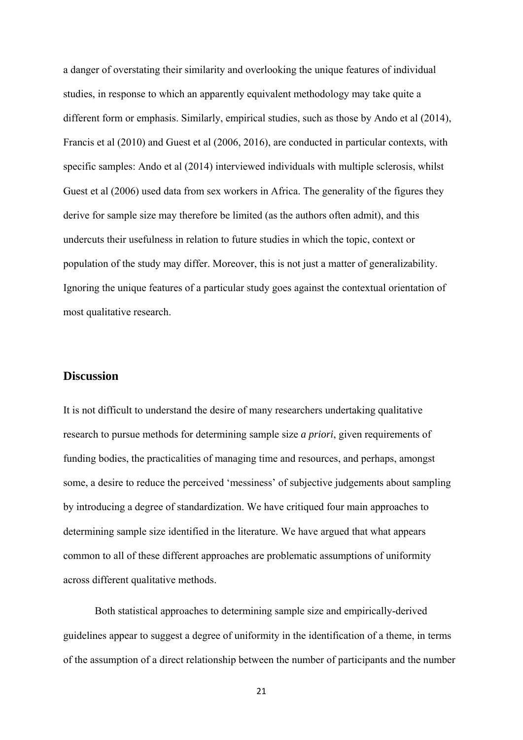a danger of overstating their similarity and overlooking the unique features of individual studies, in response to which an apparently equivalent methodology may take quite a different form or emphasis. Similarly, empirical studies, such as those by Ando et al (2014), Francis et al (2010) and Guest et al (2006, 2016), are conducted in particular contexts, with specific samples: Ando et al (2014) interviewed individuals with multiple sclerosis, whilst Guest et al (2006) used data from sex workers in Africa. The generality of the figures they derive for sample size may therefore be limited (as the authors often admit), and this undercuts their usefulness in relation to future studies in which the topic, context or population of the study may differ. Moreover, this is not just a matter of generalizability. Ignoring the unique features of a particular study goes against the contextual orientation of most qualitative research.

## Discussion

It is not difficult to understand the desire of many researchers undertaking qualitative research to pursue methods for determining sample size *a priori*, given requirements of funding bodies, the practicalities of managing time and resources, and perhaps, amongst some, a desire to reduce the perceived 'messiness' of subjective judgements about sampling by introducing a degree of standardization. We have critiqued four main approaches to determining sample size identified in the literature. We have argued that what appears common to all of these different approaches are problematic assumptions of uniformity across different qualitative methods.

Both statistical approaches to determining sample size and empirically-derived guidelines appear to suggest a degree of uniformity in the identification of a theme, in terms of the assumption of a direct relationship between the number of participants and the number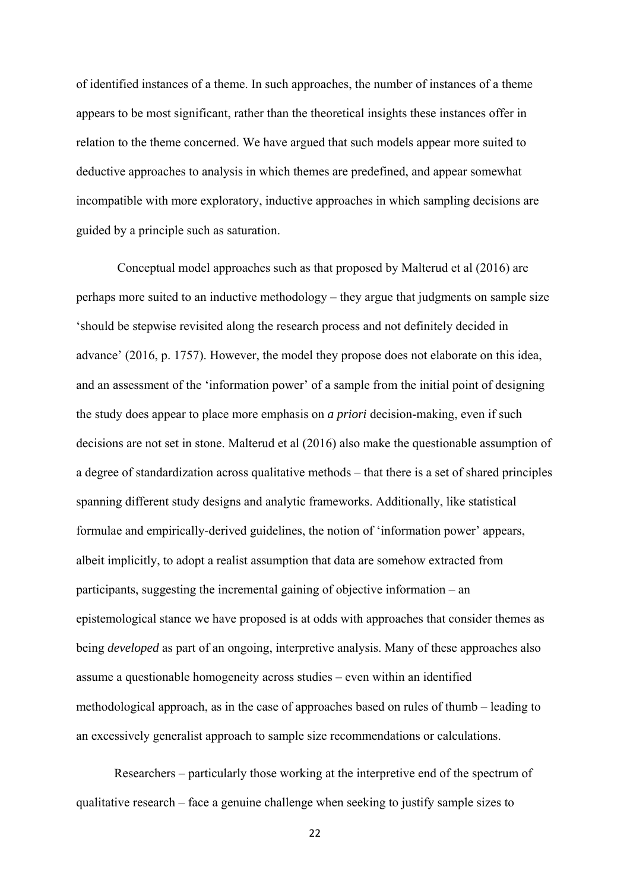of identified instances of a theme. In such approaches, the number of instances of a theme appears to be most significant, rather than the theoretical insights these instances offer in relation to the theme concerned. We have argued that such models appear more suited to deductive approaches to analysis in which themes are predefined, and appear somewhat incompatible with more exploratory, inductive approaches in which sampling decisions are guided by a principle such as saturation.

Conceptual model approaches such as that proposed by Malterud et al (2016) are perhaps more suited to an inductive methodology – they argue that judgments on sample size 'should be stepwise revisited along the research process and not definitely decided in advance' (2016, p. 1757). However, the model they propose does not elaborate on this idea, and an assessment of the 'information power' of a sample from the initial point of designing the study does appear to place more emphasis on *a priori* decision-making, even if such decisions are not set in stone. Malterud et al (2016) also make the questionable assumption of a degree of standardization across qualitative methods – that there is a set of shared principles spanning different study designs and analytic frameworks. Additionally, like statistical formulae and empirically-derived guidelines, the notion of 'information power' appears, albeit implicitly, to adopt a realist assumption that data are somehow extracted from participants, suggesting the incremental gaining of objective information – an epistemological stance we have proposed is at odds with approaches that consider themes as being *developed* as part of an ongoing, interpretive analysis. Many of these approaches also assume a questionable homogeneity across studies – even within an identified methodological approach, as in the case of approaches based on rules of thumb – leading to an excessively generalist approach to sample size recommendations or calculations.

Researchers – particularly those working at the interpretive end of the spectrum of qualitative research – face a genuine challenge when seeking to justify sample sizes to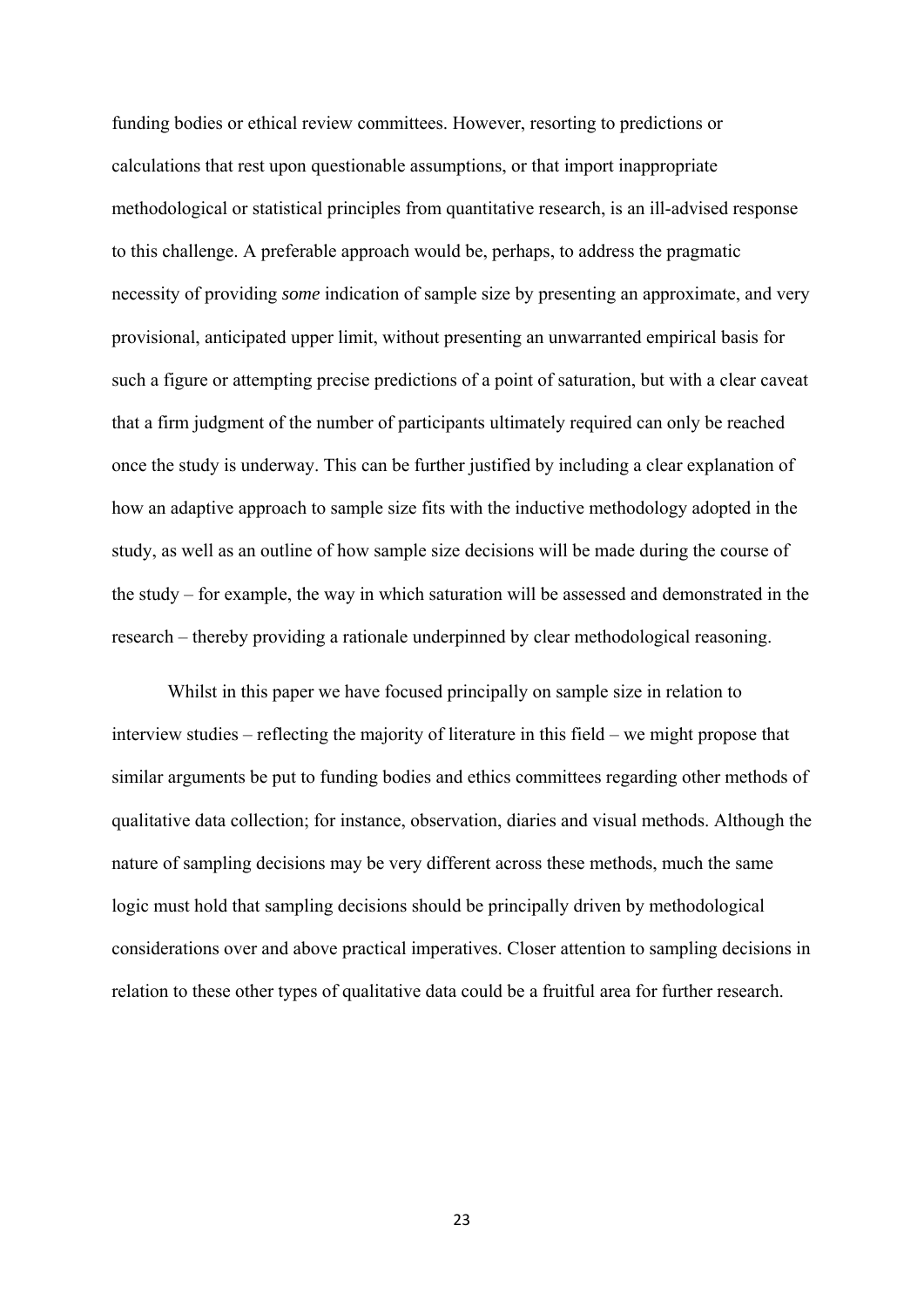funding bodies or ethical review committees. However, resorting to predictions or calculations that rest upon questionable assumptions, or that import inappropriate methodological or statistical principles from quantitative research, is an ill-advised response to this challenge. A preferable approach would be, perhaps, to address the pragmatic necessity of providing *some* indication of sample size by presenting an approximate, and very provisional, anticipated upper limit, without presenting an unwarranted empirical basis for such a figure or attempting precise predictions of a point of saturation, but with a clear caveat that a firm judgment of the number of participants ultimately required can only be reached once the study is underway. This can be further justified by including a clear explanation of how an adaptive approach to sample size fits with the inductive methodology adopted in the study, as well as an outline of how sample size decisions will be made during the course of the study – for example, the way in which saturation will be assessed and demonstrated in the research – thereby providing a rationale underpinned by clear methodological reasoning.

Whilst in this paper we have focused principally on sample size in relation to interview studies – reflecting the majority of literature in this field – we might propose that similar arguments be put to funding bodies and ethics committees regarding other methods of qualitative data collection; for instance, observation, diaries and visual methods. Although the nature of sampling decisions may be very different across these methods, much the same logic must hold that sampling decisions should be principally driven by methodological considerations over and above practical imperatives. Closer attention to sampling decisions in relation to these other types of qualitative data could be a fruitful area for further research.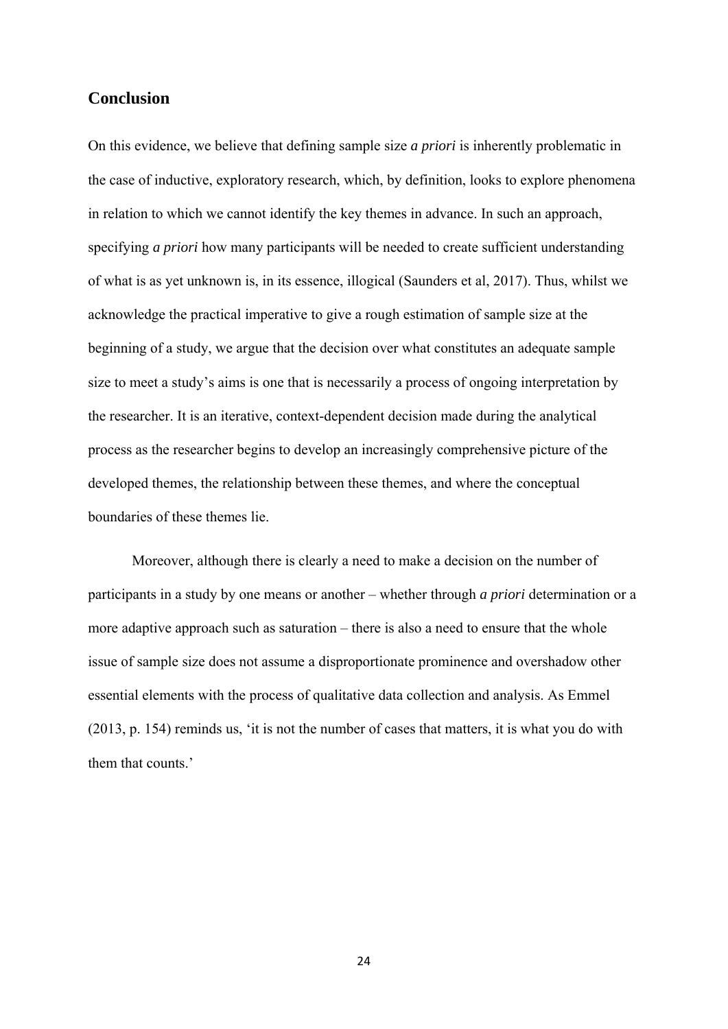## Conclusion

On this evidence, we believe that defining sample size *a priori* is inherently problematic in the case of inductive, exploratory research, which, by definition, looks to explore phenomena in relation to which we cannot identify the key themes in advance. In such an approach, specifying *a priori* how many participants will be needed to create sufficient understanding of what is as yet unknown is, in its essence, illogical (Saunders et al, 2017). Thus, whilst we acknowledge the practical imperative to give a rough estimation of sample size at the beginning of a study, we argue that the decision over what constitutes an adequate sample size to meet a study's aims is one that is necessarily a process of ongoing interpretation by the researcher. It is an iterative, context-dependent decision made during the analytical process as the researcher begins to develop an increasingly comprehensive picture of the developed themes, the relationship between these themes, and where the conceptual boundaries of these themes lie.

Moreover, although there is clearly a need to make a decision on the number of participants in a study by one means or another – whether through *a priori* determination or a more adaptive approach such as saturation – there is also a need to ensure that the whole issue of sample size does not assume a disproportionate prominence and overshadow other essential elements with the process of qualitative data collection and analysis. As Emmel (2013, p. 154) reminds us, 'it is not the number of cases that matters, it is what you do with them that counts.'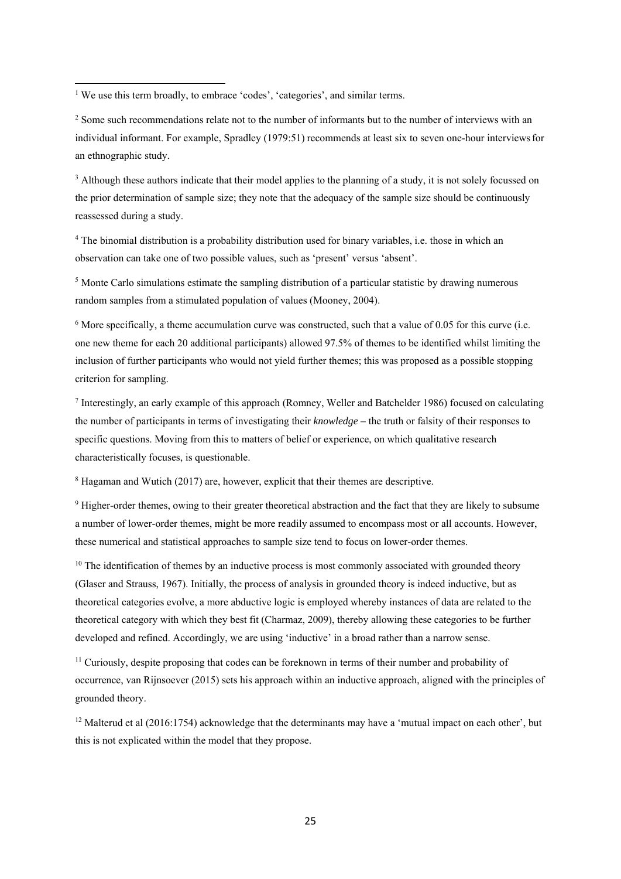[1] We use this term broadly, to embrace 'codes', 'categories', and similar terms.

[2] Some such recommendations relate not to the number of informants but to the number of interviews with an individual informant. For example, Spradley (1979:51) recommends at least six to seven one-hour interviews for an ethnographic study.

[3] Although these authors indicate that their model applies to the planning of a study, it is not solely focussed on the prior determination of sample size; they note that the adequacy of the sample size should be continuously reassessed during a study.

[4] The binomial distribution is a probability distribution used for binary variables, i.e. those in which an observation can take one of two possible values, such as 'present' versus 'absent'.

[5] Monte Carlo simulations estimate the sampling distribution of a particular statistic by drawing numerous random samples from a stimulated population of values (Mooney, 2004).

[6] More specifically, a theme accumulation curve was constructed, such that a value of 0.05 for this curve (i.e. one new theme for each 20 additional participants) allowed 97.5% of themes to be identified whilst limiting the inclusion of further participants who would not yield further themes; this was proposed as a possible stopping criterion for sampling.

[7] Interestingly, an early example of this approach (Romney, Weller and Batchelder 1986) focused on calculating the number of participants in terms of investigating their *knowledge* – the truth or falsity of their responses to specific questions. Moving from this to matters of belief or experience, on which qualitative research characteristically focuses, is questionable.

[8] Hagaman and Wutich (2017) are, however, explicit that their themes are descriptive.

[9] Higher-order themes, owing to their greater theoretical abstraction and the fact that they are likely to subsume a number of lower-order themes, might be more readily assumed to encompass most or all accounts. However, these numerical and statistical approaches to sample size tend to focus on lower-order themes.

[10] The identification of themes by an inductive process is most commonly associated with grounded theory (Glaser and Strauss, 1967). Initially, the process of analysis in grounded theory is indeed inductive, but as theoretical categories evolve, a more abductive logic is employed whereby instances of data are related to the theoretical category with which they best fit (Charmaz, 2009), thereby allowing these categories to be further developed and refined. Accordingly, we are using 'inductive' in a broad rather than a narrow sense.

[11] Curiously, despite proposing that codes can be foreknown in terms of their number and probability of occurrence, van Rijnsoever (2015) sets his approach within an inductive approach, aligned with the principles of grounded theory.

[12] Malterud et al (2016:1754) acknowledge that the determinants may have a 'mutual impact on each other', but this is not explicated within the model that they propose.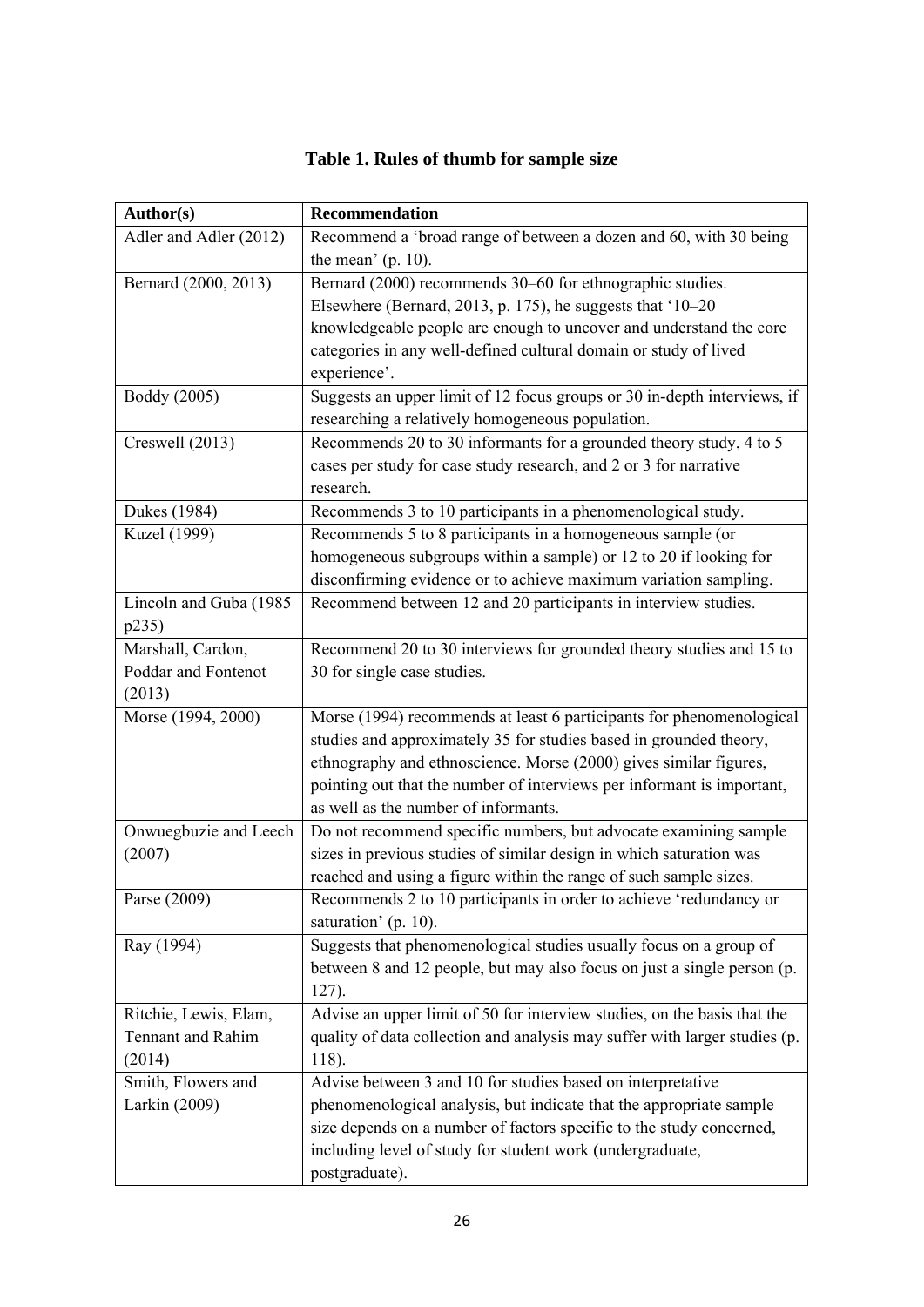**Table 1. Rules of thumb for sample size**

| Author(s) | Recommendation |
|---|---|
| Adler and Adler (2012) | Recommend a 'broad range of between a dozen and 60, with 30 being the mean' (p. 10). |
| Bernard (2000, 2013) | Bernard (2000) recommends 30–60 for ethnographic studies. Elsewhere (Bernard, 2013, p. 175), he suggests that '10–20 knowledgeable people are enough to uncover and understand the core categories in any well-defined cultural domain or study of lived experience'. |
| Boddy (2005) | Suggests an upper limit of 12 focus groups or 30 in-depth interviews, if researching a relatively homogeneous population. |
| Creswell (2013) | Recommends 20 to 30 informants for a grounded theory study, 4 to 5 cases per study for case study research, and 2 or 3 for narrative research. |
| Dukes (1984) | Recommends 3 to 10 participants in a phenomenological study. |
| Kuzel (1999) | Recommends 5 to 8 participants in a homogeneous sample (or homogeneous subgroups within a sample) or 12 to 20 if looking for disconfirming evidence or to achieve maximum variation sampling. |
| Lincoln and Guba (1985 p235) | Recommend between 12 and 20 participants in interview studies. |
| Marshall, Cardon, Poddar and Fontenot (2013) | Recommend 20 to 30 interviews for grounded theory studies and 15 to 30 for single case studies. |
| Morse (1994, 2000) | Morse (1994) recommends at least 6 participants for phenomenological studies and approximately 35 for studies based in grounded theory, ethnography and ethnoscience. Morse (2000) gives similar figures, pointing out that the number of interviews per informant is important, as well as the number of informants. |
| Onwuegbuzie and Leech (2007) | Do not recommend specific numbers, but advocate examining sample sizes in previous studies of similar design in which saturation was reached and using a figure within the range of such sample sizes. |
| Parse (2009) | Recommends 2 to 10 participants in order to achieve 'redundancy or saturation' (p. 10). |
| Ray (1994) | Suggests that phenomenological studies usually focus on a group of between 8 and 12 people, but may also focus on just a single person (p. 127). |
| Ritchie, Lewis, Elam, Tennant and Rahim (2014) | Advise an upper limit of 50 for interview studies, on the basis that the quality of data collection and analysis may suffer with larger studies (p. 118). |
| Smith, Flowers and Larkin (2009) | Advise between 3 and 10 for studies based on interpretative phenomenological analysis, but indicate that the appropriate sample size depends on a number of factors specific to the study concerned, including level of study for student work (undergraduate, postgraduate). |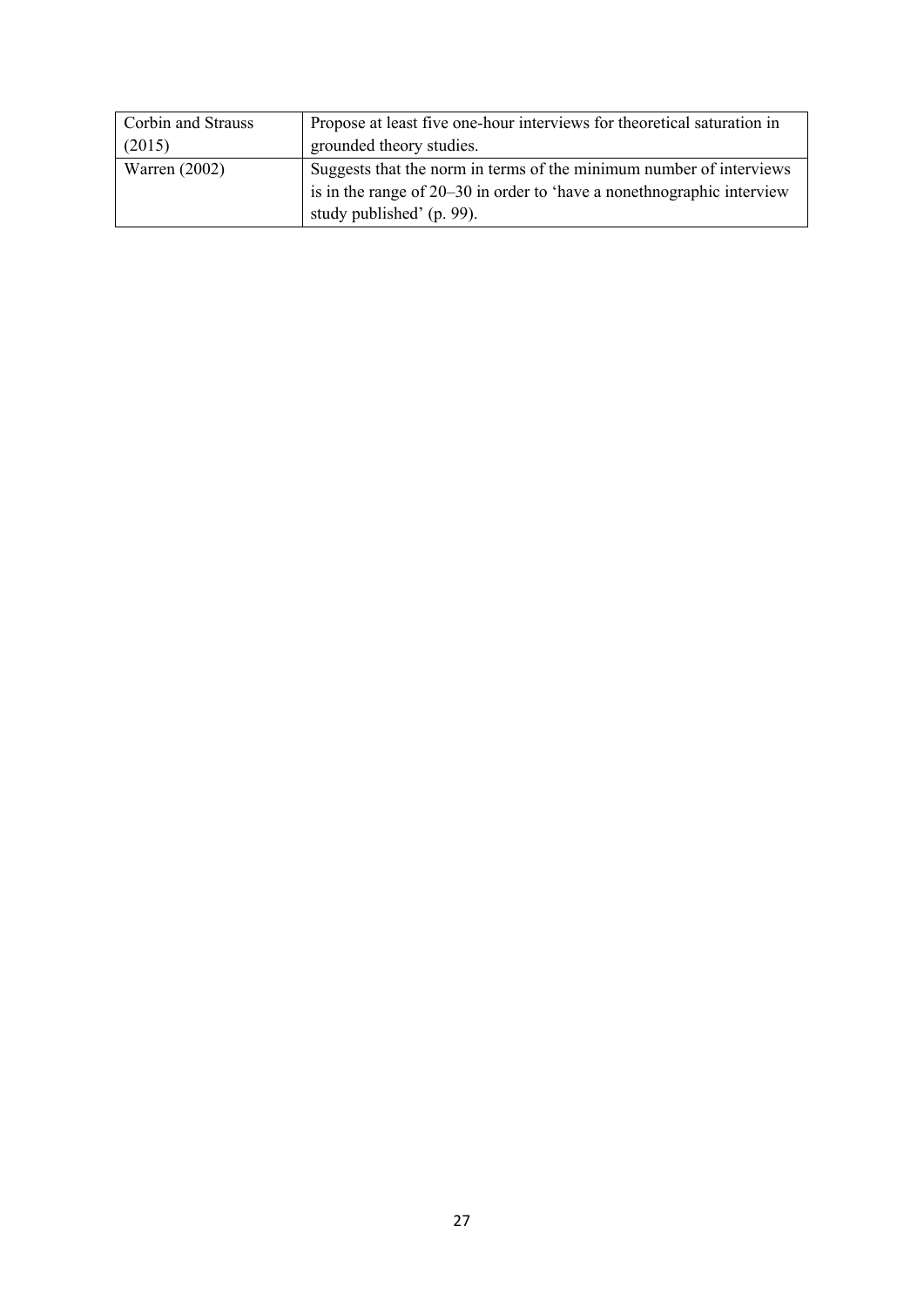| | |
|---|---|
| Corbin and Strauss (2015) | Propose at least five one-hour interviews for theoretical saturation in grounded theory studies. |
| Warren (2002) | Suggests that the norm in terms of the minimum number of interviews is in the range of 20–30 in order to 'have a nonethnographic interview study published' (p. 99). |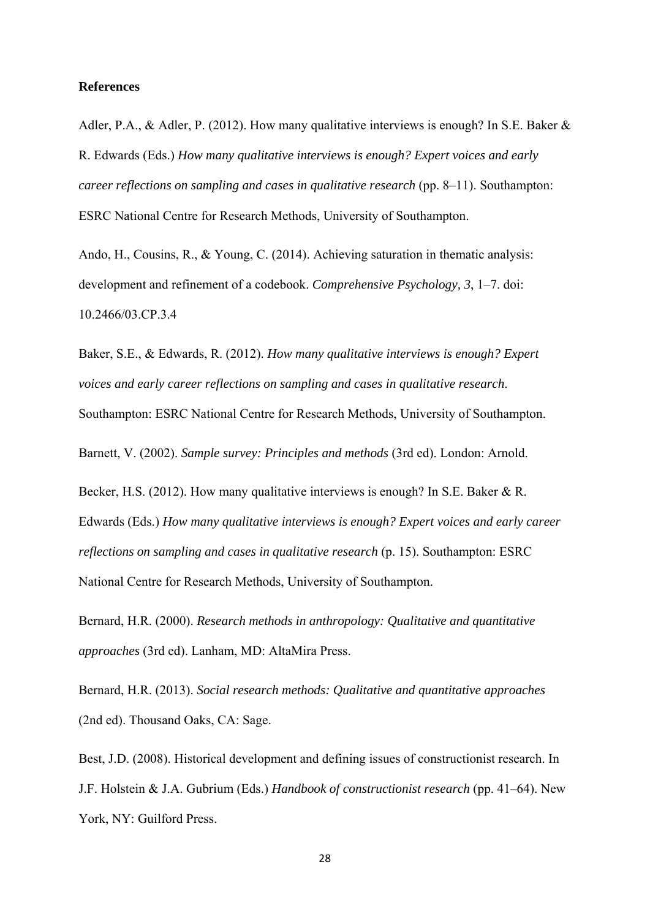**References**

Adler, P.A., & Adler, P. (2012). How many qualitative interviews is enough? In S.E. Baker & R. Edwards (Eds.) *How many qualitative interviews is enough? Expert voices and early career reflections on sampling and cases in qualitative research* (pp. 8–11). Southampton: ESRC National Centre for Research Methods, University of Southampton.

Ando, H., Cousins, R., & Young, C. (2014). Achieving saturation in thematic analysis: development and refinement of a codebook. *Comprehensive Psychology, 3*, 1–7. doi: 10.2466/03.CP.3.4

Baker, S.E., & Edwards, R. (2012). *How many qualitative interviews is enough? Expert voices and early career reflections on sampling and cases in qualitative research*. Southampton: ESRC National Centre for Research Methods, University of Southampton.

Barnett, V. (2002). *Sample survey: Principles and methods* (3rd ed). London: Arnold.

Becker, H.S. (2012). How many qualitative interviews is enough? In S.E. Baker & R. Edwards (Eds.) *How many qualitative interviews is enough? Expert voices and early career reflections on sampling and cases in qualitative research* (p. 15). Southampton: ESRC National Centre for Research Methods, University of Southampton.

Bernard, H.R. (2000). *Research methods in anthropology: Qualitative and quantitative approaches* (3rd ed). Lanham, MD: AltaMira Press.

Bernard, H.R. (2013). *Social research methods: Qualitative and quantitative approaches* (2nd ed). Thousand Oaks, CA: Sage.

Best, J.D. (2008). Historical development and defining issues of constructionist research. In J.F. Holstein & J.A. Gubrium (Eds.) *Handbook of constructionist research* (pp. 41–64). New York, NY: Guilford Press.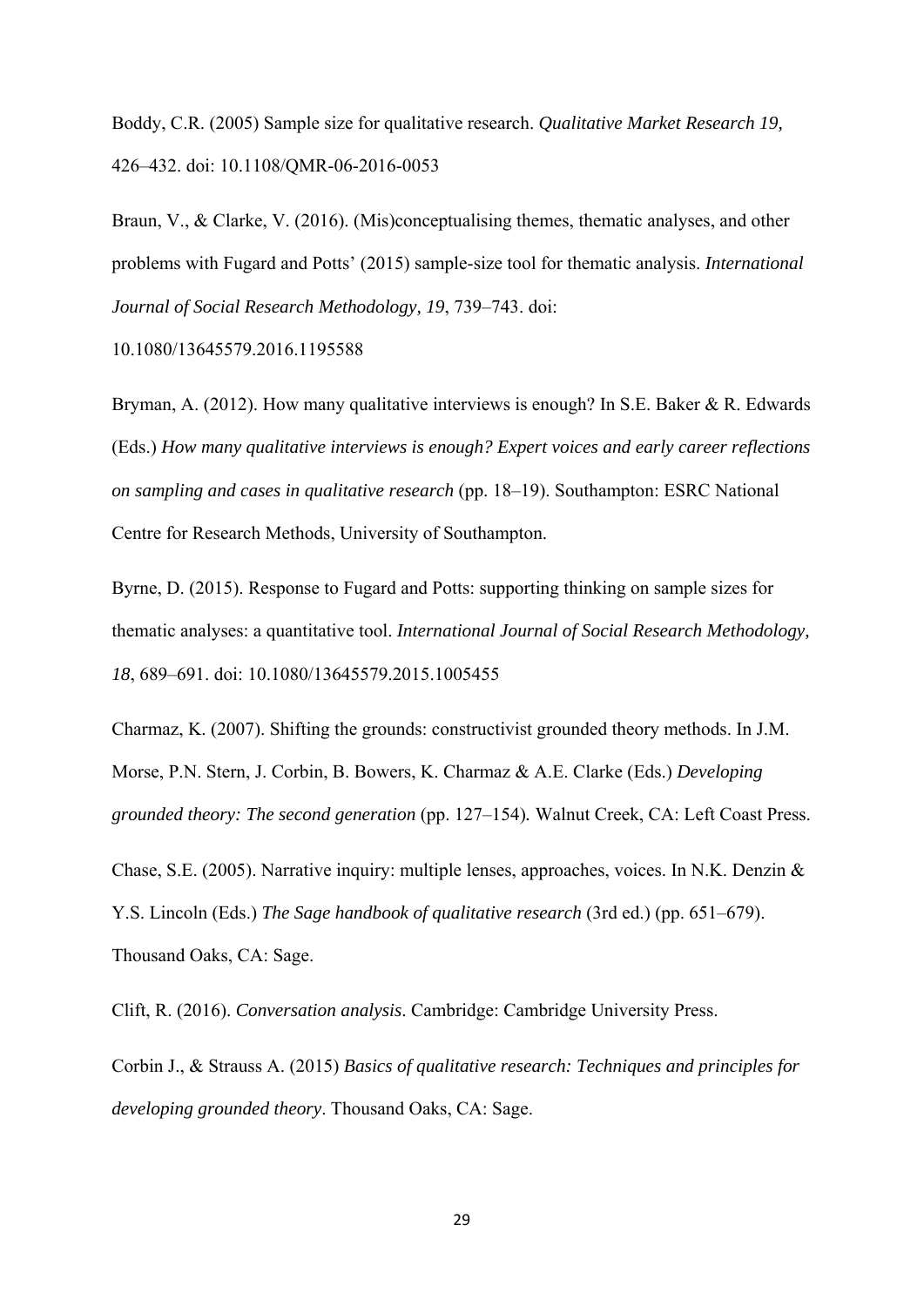Boddy, C.R. (2005) Sample size for qualitative research. *Qualitative Market Research 19,* 426–432. doi: 10.1108/QMR-06-2016-0053

Braun, V., & Clarke, V. (2016). (Mis)conceptualising themes, thematic analyses, and other problems with Fugard and Potts' (2015) sample-size tool for thematic analysis. *International Journal of Social Research Methodology, 19*, 739–743. doi: 10.1080/13645579.2016.1195588

Bryman, A. (2012). How many qualitative interviews is enough? In S.E. Baker & R. Edwards (Eds.) *How many qualitative interviews is enough? Expert voices and early career reflections on sampling and cases in qualitative research* (pp. 18–19). Southampton: ESRC National Centre for Research Methods, University of Southampton.

Byrne, D. (2015). Response to Fugard and Potts: supporting thinking on sample sizes for thematic analyses: a quantitative tool. *International Journal of Social Research Methodology, 18*, 689–691. doi: 10.1080/13645579.2015.1005455

Charmaz, K. (2007). Shifting the grounds: constructivist grounded theory methods. In J.M. Morse, P.N. Stern, J. Corbin, B. Bowers, K. Charmaz & A.E. Clarke (Eds.) *Developing grounded theory: The second generation* (pp. 127–154)*.* Walnut Creek, CA: Left Coast Press.

Chase, S.E. (2005). Narrative inquiry: multiple lenses, approaches, voices. In N.K. Denzin & Y.S. Lincoln (Eds.) *The Sage handbook of qualitative research* (3rd ed.) (pp. 651–679). Thousand Oaks, CA: Sage.

Clift, R. (2016). *Conversation analysis*. Cambridge: Cambridge University Press.

Corbin J., & Strauss A. (2015) *Basics of qualitative research: Techniques and principles for developing grounded theory*. Thousand Oaks, CA: Sage.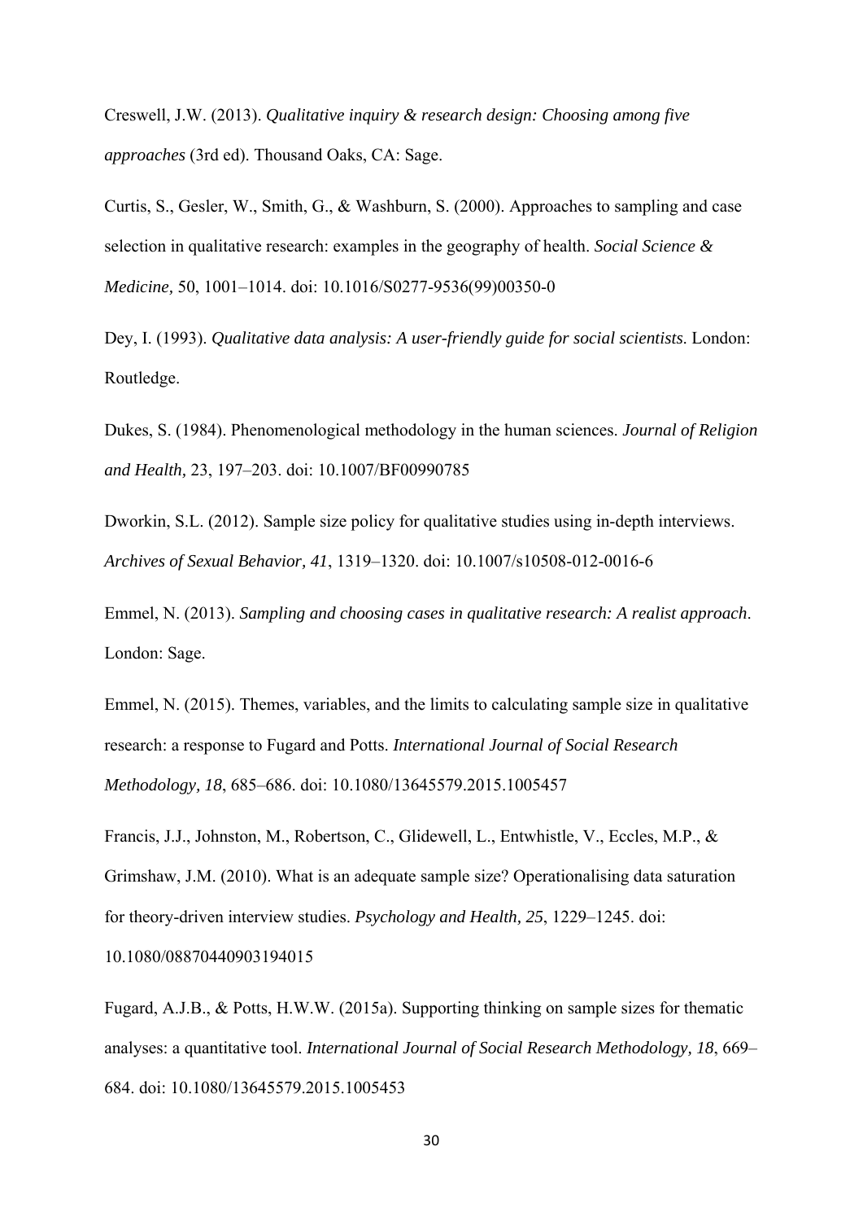Creswell, J.W. (2013). *Qualitative inquiry & research design: Choosing among five approaches* (3rd ed). Thousand Oaks, CA: Sage.

Curtis, S., Gesler, W., Smith, G., & Washburn, S. (2000). Approaches to sampling and case selection in qualitative research: examples in the geography of health. *Social Science & Medicine*, 50, 1001–1014. doi: 10.1016/S0277-9536(99)00350-0

Dey, I. (1993). *Qualitative data analysis: A user-friendly guide for social scientists*. London: Routledge.

Dukes, S. (1984). Phenomenological methodology in the human sciences. *Journal of Religion and Health,* 23, 197–203. doi: 10.1007/BF00990785

Dworkin, S.L. (2012). Sample size policy for qualitative studies using in-depth interviews. *Archives of Sexual Behavior, 41*, 1319–1320. doi: 10.1007/s10508-012-0016-6

Emmel, N. (2013). *Sampling and choosing cases in qualitative research: A realist approach*. London: Sage.

Emmel, N. (2015). Themes, variables, and the limits to calculating sample size in qualitative research: a response to Fugard and Potts. *International Journal of Social Research Methodology, 18*, 685–686. doi: 10.1080/13645579.2015.1005457

Francis, J.J., Johnston, M., Robertson, C., Glidewell, L., Entwhistle, V., Eccles, M.P., & Grimshaw, J.M. (2010). What is an adequate sample size? Operationalising data saturation for theory-driven interview studies. *Psychology and Health, 25*, 1229–1245. doi: 10.1080/08870440903194015

Fugard, A.J.B., & Potts, H.W.W. (2015a). Supporting thinking on sample sizes for thematic analyses: a quantitative tool. *International Journal of Social Research Methodology, 18*, 669–684. doi: 10.1080/13645579.2015.1005453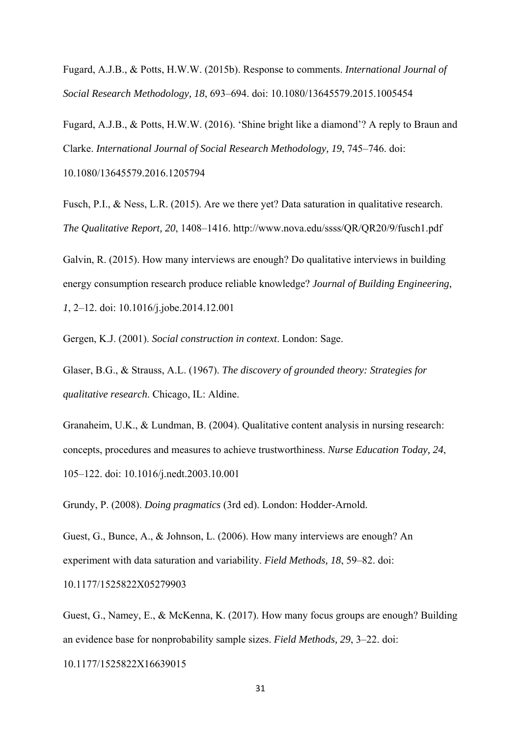Fugard, A.J.B., & Potts, H.W.W. (2015b). Response to comments. *International Journal of Social Research Methodology, 18*, 693–694. doi: 10.1080/13645579.2015.1005454

Fugard, A.J.B., & Potts, H.W.W. (2016). 'Shine bright like a diamond'? A reply to Braun and Clarke. *International Journal of Social Research Methodology, 19*, 745–746. doi: 10.1080/13645579.2016.1205794

Fusch, P.I., & Ness, L.R. (2015). Are we there yet? Data saturation in qualitative research. *The Qualitative Report, 20*, 1408–1416. http://www.nova.edu/ssss/QR/QR20/9/fusch1.pdf

Galvin, R. (2015). How many interviews are enough? Do qualitative interviews in building energy consumption research produce reliable knowledge? *Journal of Building Engineering, 1*, 2–12. doi: 10.1016/j.jobe.2014.12.001

Gergen, K.J. (2001). *Social construction in context*. London: Sage.

Glaser, B.G., & Strauss, A.L. (1967). *The discovery of grounded theory: Strategies for qualitative research*. Chicago, IL: Aldine.

Granaheim, U.K., & Lundman, B. (2004). Qualitative content analysis in nursing research: concepts, procedures and measures to achieve trustworthiness. *Nurse Education Today, 24*, 105–122. doi: 10.1016/j.nedt.2003.10.001

Grundy, P. (2008). *Doing pragmatics* (3rd ed). London: Hodder-Arnold.

Guest, G., Bunce, A., & Johnson, L. (2006). How many interviews are enough? An experiment with data saturation and variability. *Field Methods, 18*, 59–82. doi: 10.1177/1525822X05279903

Guest, G., Namey, E., & McKenna, K. (2017). How many focus groups are enough? Building an evidence base for nonprobability sample sizes. *Field Methods, 29*, 3–22. doi: 10.1177/1525822X16639015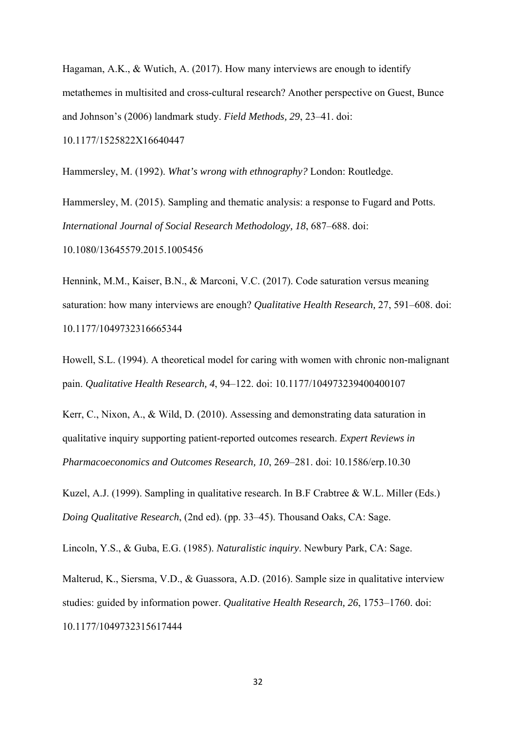Hagaman, A.K., & Wutich, A. (2017). How many interviews are enough to identify metathemes in multisited and cross-cultural research? Another perspective on Guest, Bunce and Johnson's (2006) landmark study. *Field Methods, 29*, 23–41. doi: 10.1177/1525822X16640447

Hammersley, M. (1992). *What's wrong with ethnography?* London: Routledge.

Hammersley, M. (2015). Sampling and thematic analysis: a response to Fugard and Potts. *International Journal of Social Research Methodology, 18*, 687–688. doi: 10.1080/13645579.2015.1005456

Hennink, M.M., Kaiser, B.N., & Marconi, V.C. (2017). Code saturation versus meaning saturation: how many interviews are enough? *Qualitative Health Research,* 27, 591–608. doi: 10.1177/1049732316665344

Howell, S.L. (1994). A theoretical model for caring with women with chronic non-malignant pain. *Qualitative Health Research, 4*, 94–122. doi: 10.1177/104973239400400107

Kerr, C., Nixon, A., & Wild, D. (2010). Assessing and demonstrating data saturation in qualitative inquiry supporting patient-reported outcomes research. *Expert Reviews in Pharmacoeconomics and Outcomes Research, 10*, 269–281. doi: 10.1586/erp.10.30

Kuzel, A.J. (1999). Sampling in qualitative research. In B.F Crabtree & W.L. Miller (Eds.) *Doing Qualitative Research*, (2nd ed). (pp. 33–45). Thousand Oaks, CA: Sage.

Lincoln, Y.S., & Guba, E.G. (1985). *Naturalistic inquiry*. Newbury Park, CA: Sage.

Malterud, K., Siersma, V.D., & Guassora, A.D. (2016). Sample size in qualitative interview studies: guided by information power. *Qualitative Health Research, 26*, 1753–1760. doi: 10.1177/1049732315617444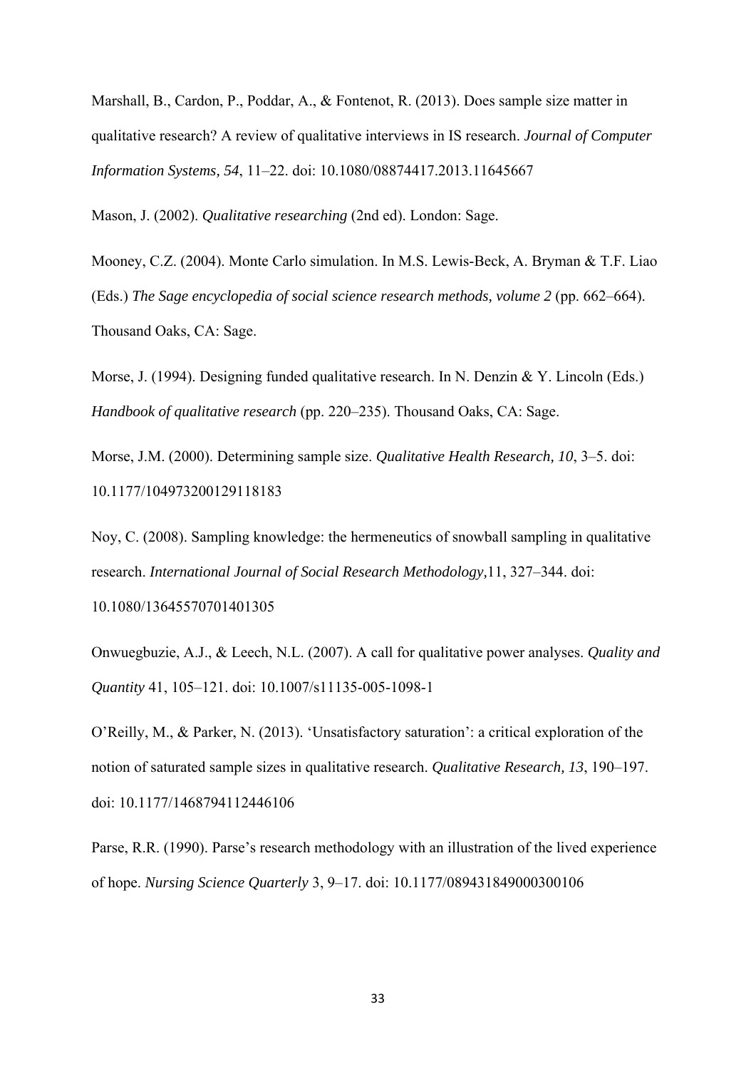Marshall, B., Cardon, P., Poddar, A., & Fontenot, R. (2013). Does sample size matter in qualitative research? A review of qualitative interviews in IS research. *Journal of Computer Information Systems, 54*, 11–22. doi: 10.1080/08874417.2013.11645667

Mason, J. (2002). *Qualitative researching* (2nd ed). London: Sage.

Mooney, C.Z. (2004). Monte Carlo simulation. In M.S. Lewis-Beck, A. Bryman & T.F. Liao (Eds.) *The Sage encyclopedia of social science research methods, volume 2* (pp. 662–664). Thousand Oaks, CA: Sage.

Morse, J. (1994). Designing funded qualitative research. In N. Denzin & Y. Lincoln (Eds.) *Handbook of qualitative research* (pp. 220–235). Thousand Oaks, CA: Sage.

Morse, J.M. (2000). Determining sample size. *Qualitative Health Research, 10*, 3–5. doi: 10.1177/104973200129118183

Noy, C. (2008). Sampling knowledge: the hermeneutics of snowball sampling in qualitative research. *International Journal of Social Research Methodology,*11, 327–344. doi: 10.1080/13645570701401305

Onwuegbuzie, A.J., & Leech, N.L. (2007). A call for qualitative power analyses. *Quality and Quantity* 41, 105–121. doi: 10.1007/s11135-005-1098-1

O'Reilly, M., & Parker, N. (2013). 'Unsatisfactory saturation': a critical exploration of the notion of saturated sample sizes in qualitative research. *Qualitative Research, 13*, 190–197. doi: 10.1177/1468794112446106

Parse, R.R. (1990). Parse's research methodology with an illustration of the lived experience of hope. *Nursing Science Quarterly* 3, 9–17. doi: 10.1177/089431849000300106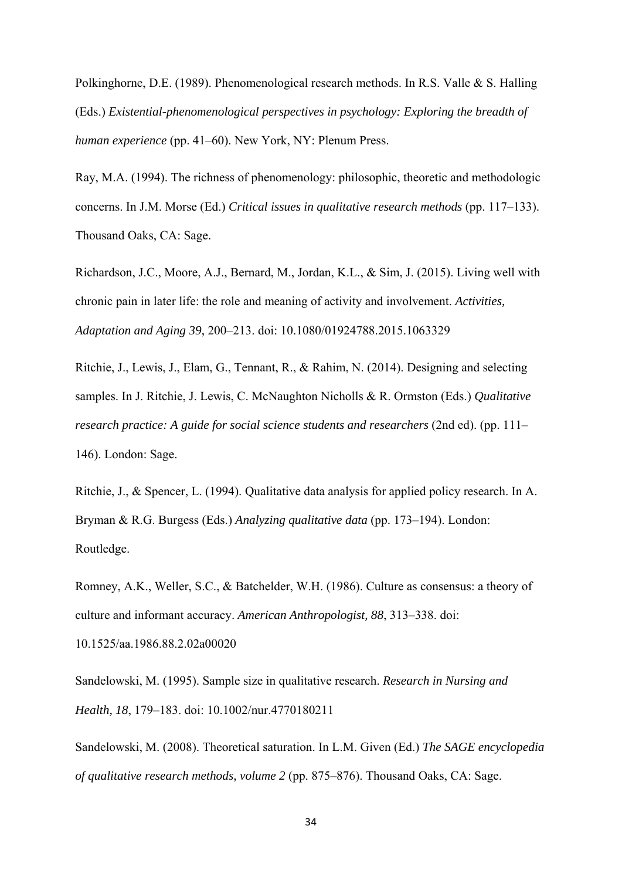Polkinghorne, D.E. (1989). Phenomenological research methods. In R.S. Valle & S. Halling (Eds.) *Existential-phenomenological perspectives in psychology: Exploring the breadth of human experience* (pp. 41–60). New York, NY: Plenum Press.

Ray, M.A. (1994). The richness of phenomenology: philosophic, theoretic and methodologic concerns. In J.M. Morse (Ed.) *Critical issues in qualitative research methods* (pp. 117–133). Thousand Oaks, CA: Sage.

Richardson, J.C., Moore, A.J., Bernard, M., Jordan, K.L., & Sim, J. (2015). Living well with chronic pain in later life: the role and meaning of activity and involvement. *Activities, Adaptation and Aging 39*, 200–213. doi: 10.1080/01924788.2015.1063329

Ritchie, J., Lewis, J., Elam, G., Tennant, R., & Rahim, N. (2014). Designing and selecting samples. In J. Ritchie, J. Lewis, C. McNaughton Nicholls & R. Ormston (Eds.) *Qualitative research practice: A guide for social science students and researchers* (2nd ed). (pp. 111–146). London: Sage.

Ritchie, J., & Spencer, L. (1994). Qualitative data analysis for applied policy research. In A. Bryman & R.G. Burgess (Eds.) *Analyzing qualitative data* (pp. 173–194). London: Routledge.

Romney, A.K., Weller, S.C., & Batchelder, W.H. (1986). Culture as consensus: a theory of culture and informant accuracy. *American Anthropologist, 88*, 313–338. doi: 10.1525/aa.1986.88.2.02a00020

Sandelowski, M. (1995). Sample size in qualitative research. *Research in Nursing and Health, 18*, 179–183. doi: 10.1002/nur.4770180211

Sandelowski, M. (2008). Theoretical saturation. In L.M. Given (Ed.) *The SAGE encyclopedia of qualitative research methods, volume 2* (pp. 875–876). Thousand Oaks, CA: Sage.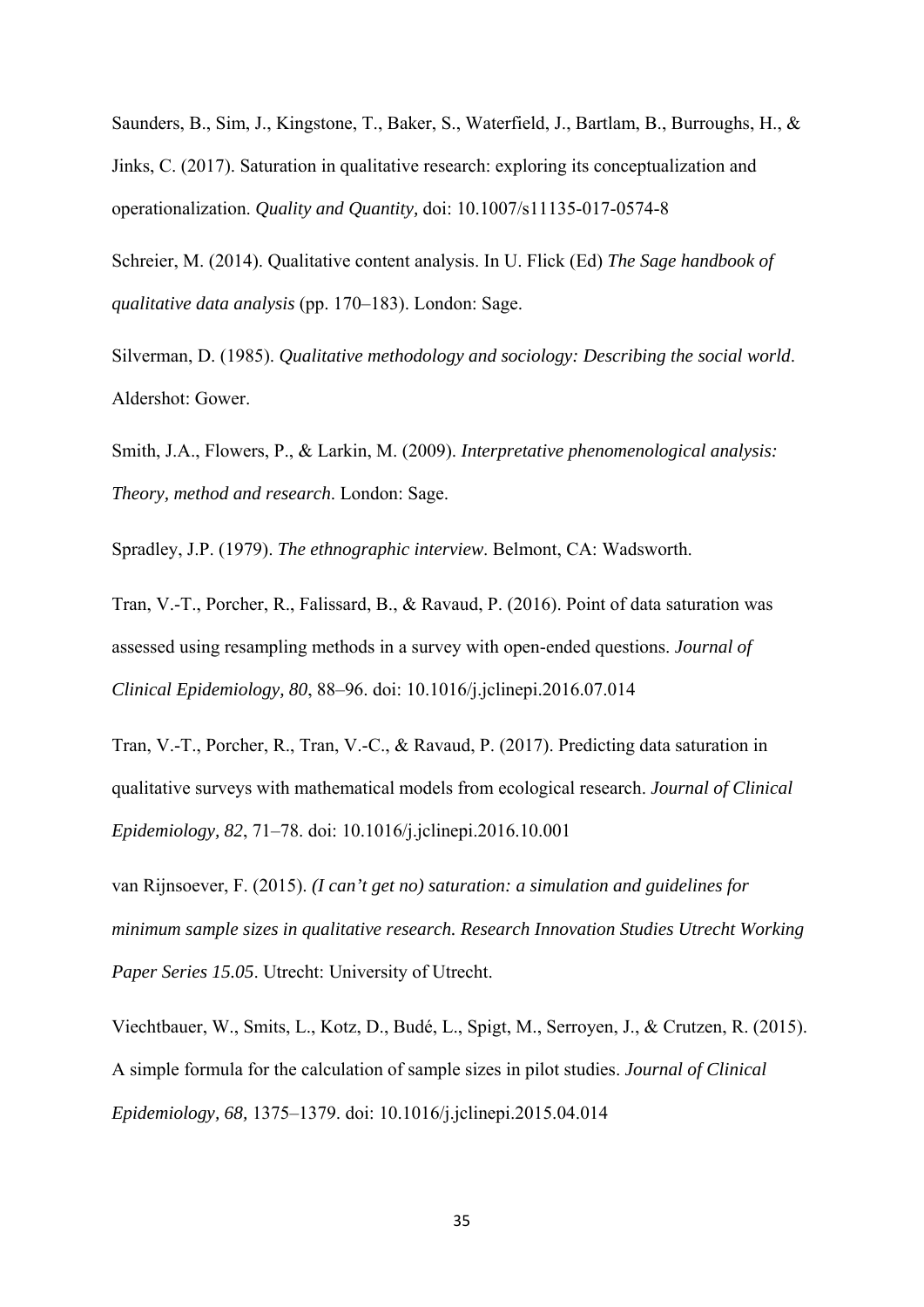Saunders, B., Sim, J., Kingstone, T., Baker, S., Waterfield, J., Bartlam, B., Burroughs, H., & Jinks, C. (2017). Saturation in qualitative research: exploring its conceptualization and operationalization. *Quality and Quantity,* doi: 10.1007/s11135-017-0574-8

Schreier, M. (2014). Qualitative content analysis. In U. Flick (Ed) *The Sage handbook of qualitative data analysis* (pp. 170–183). London: Sage.

Silverman, D. (1985). *Qualitative methodology and sociology: Describing the social world*. Aldershot: Gower.

Smith, J.A., Flowers, P., & Larkin, M. (2009). *Interpretative phenomenological analysis: Theory, method and research*. London: Sage.

Spradley, J.P. (1979). *The ethnographic interview*. Belmont, CA: Wadsworth.

Tran, V.-T., Porcher, R., Falissard, B., & Ravaud, P. (2016). Point of data saturation was assessed using resampling methods in a survey with open-ended questions. *Journal of Clinical Epidemiology, 80*, 88–96. doi: 10.1016/j.jclinepi.2016.07.014

Tran, V.-T., Porcher, R., Tran, V.-C., & Ravaud, P. (2017). Predicting data saturation in qualitative surveys with mathematical models from ecological research. *Journal of Clinical Epidemiology, 82*, 71–78. doi: 10.1016/j.jclinepi.2016.10.001

van Rijnsoever, F. (2015). *(I can't get no) saturation: a simulation and guidelines for minimum sample sizes in qualitative research. Research Innovation Studies Utrecht Working Paper Series 15.05*. Utrecht: University of Utrecht.

Viechtbauer, W., Smits, L., Kotz, D., Budé, L., Spigt, M., Serroyen, J., & Crutzen, R. (2015). A simple formula for the calculation of sample sizes in pilot studies. *Journal of Clinical Epidemiology, 68,* 1375–1379. doi: 10.1016/j.jclinepi.2015.04.014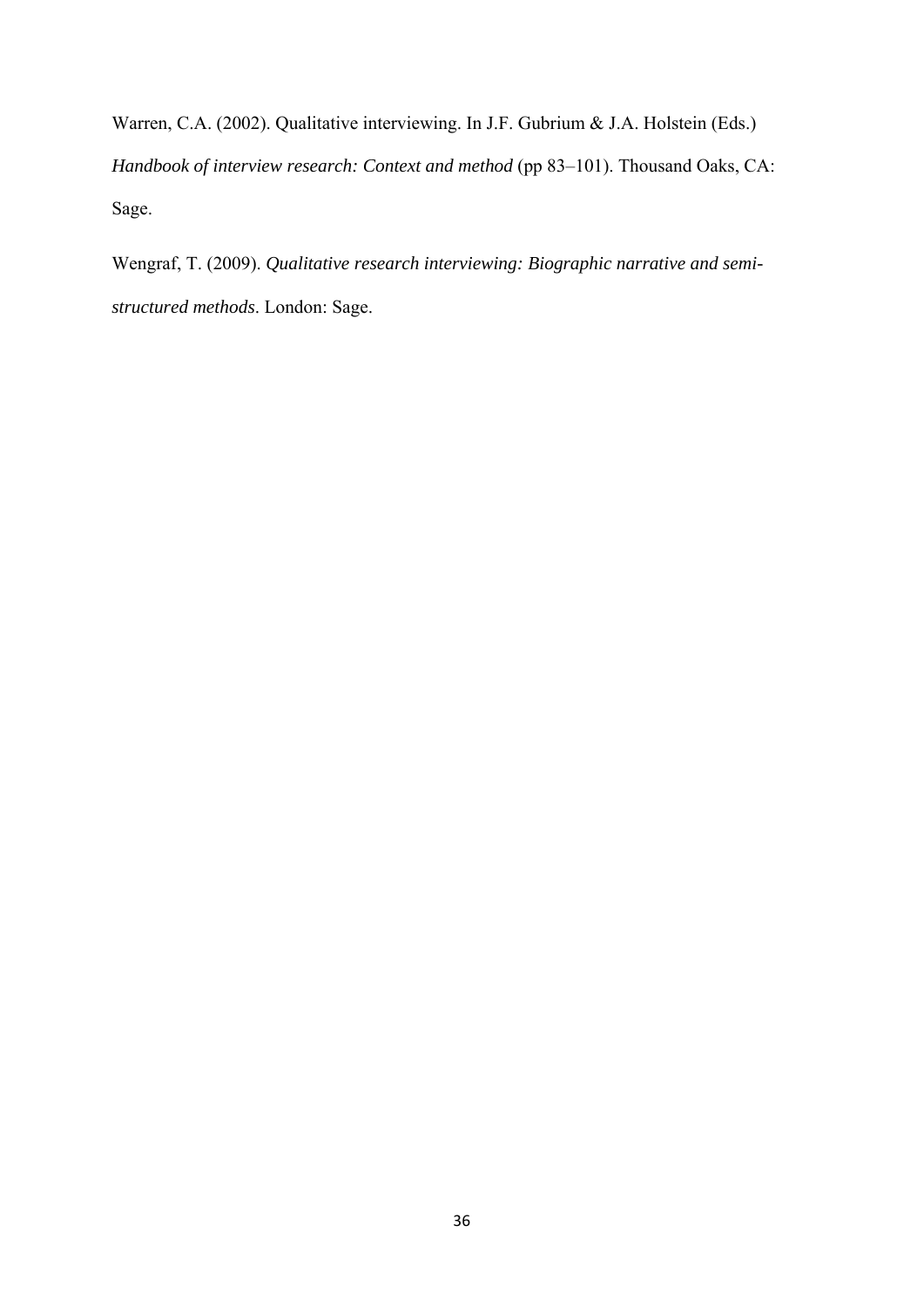Warren, C.A. (2002). Qualitative interviewing. In J.F. Gubrium & J.A. Holstein (Eds.) *Handbook of interview research: Context and method* (pp 83–101). Thousand Oaks, CA: Sage.

Wengraf, T. (2009). *Qualitative research interviewing: Biographic narrative and semi-structured methods*. London: Sage.